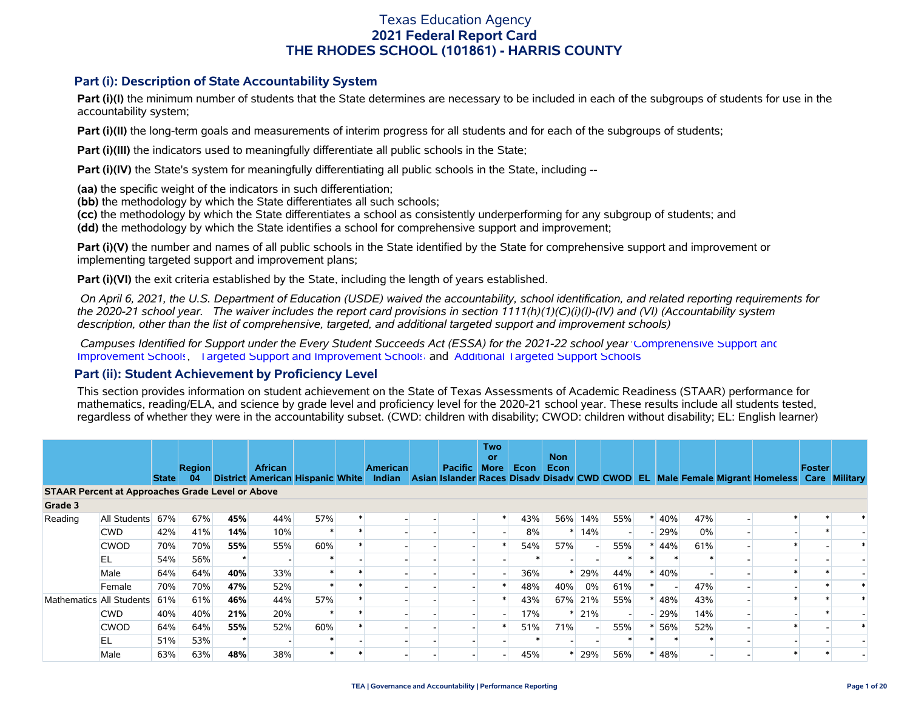# Texas Education Agency
# 2021 Federal Report Card
# THE RHODES SCHOOL (101861) - HARRIS COUNTY

## Part (i): Description of State Accountability System

**Part (i)(I)** the minimum number of students that the State determines are necessary to be included in each of the subgroups of students for use in the accountability system;

**Part (i)(II)** the long-term goals and measurements of interim progress for all students and for each of the subgroups of students;

**Part (i)(III)** the indicators used to meaningfully differentiate all public schools in the State;

**Part (i)(IV)** the State's system for meaningfully differentiating all public schools in the State, including --

**(aa)** the specific weight of the indicators in such differentiation;
**(bb)** the methodology by which the State differentiates all such schools;
**(cc)** the methodology by which the State differentiates a school as consistently underperforming for any subgroup of students; and
**(dd)** the methodology by which the State identifies a school for comprehensive support and improvement;

**Part (i)(V)** the number and names of all public schools in the State identified by the State for comprehensive support and improvement or implementing targeted support and improvement plans;

**Part (i)(VI)** the exit criteria established by the State, including the length of years established.

*On April 6, 2021, the U.S. Department of Education (USDE) waived the accountability, school identification, and related reporting requirements for the 2020-21 school year. The waiver includes the report card provisions in section 1111(h)(1)(C)(i)(I)-(IV) and (VI) (Accountability system description, other than the list of comprehensive, targeted, and additional targeted support and improvement schools)*

*Campuses Identified for Support under the Every Student Succeeds Act (ESSA) for the 2021-22 school year:* Comprehensive Support and Improvement Schools, Targeted Support and Improvement Schools and Additional Targeted Support Schools

## Part (ii): Student Achievement by Proficiency Level

This section provides information on student achievement on the State of Texas Assessments of Academic Readiness (STAAR) performance for mathematics, reading/ELA, and science by grade level and proficiency level for the 2020-21 school year. These results include all students tested, regardless of whether they were in the accountability subset. (CWD: children with disability; CWOD: children without disability; EL: English learner)

| | | State | Region 04 | District | African American | Hispanic | White | American Indian | Asian | Pacific Islander | Two or More Races | Econ Disadv | Non Econ Disadv | CWD | CWOD | EL | Male | Female | Migrant | Homeless | Foster Care | Military |
|---|---|---|---|---|---|---|---|---|---|---|---|---|---|---|---|---|---|---|---|---|---|---|
| **STAAR Percent at Approaches Grade Level or Above** | | | | | | | | | | | | | | | | | | | | | | |
| **Grade 3** | | | | | | | | | | | | | | | | | | | | | | |
| Reading | All Students | 67% | 67% | **45%** | 44% | 57% | * | - | - | - | * | 43% | 56% | 14% | 55% | * | 40% | 47% | - | * | * | * |
| | CWD | 42% | 41% | **14%** | 10% | * | * | - | - | - | - | 8% | * | 14% | - | - | 29% | 0% | - | - | * | - |
| | CWOD | 70% | 70% | **55%** | 55% | 60% | * | - | - | - | * | 54% | 57% | - | 55% | * | 44% | 61% | - | * | - | * |
| | EL | 54% | 56% | * | - | * | - | - | - | - | - | * | - | - | * | * | * | * | - | - | - | - |
| | Male | 64% | 64% | **40%** | 33% | * | * | - | - | - | - | 36% | * | 29% | 44% | * | 40% | - | - | * | * | - |
| | Female | 70% | 70% | **47%** | 52% | * | * | - | - | - | * | 48% | 40% | 0% | 61% | * | - | 47% | - | - | * | * |
| Mathematics | All Students | 61% | 61% | **46%** | 44% | 57% | * | - | - | - | * | 43% | 67% | 21% | 55% | * | 48% | 43% | - | * | * | * |
| | CWD | 40% | 40% | **21%** | 20% | * | * | - | - | - | - | 17% | * | 21% | - | - | 29% | 14% | - | - | * | - |
| | CWOD | 64% | 64% | **55%** | 52% | 60% | * | - | - | - | * | 51% | 71% | - | 55% | * | 56% | 52% | - | * | - | * |
| | EL | 51% | 53% | * | - | * | - | - | - | - | - | * | - | - | * | * | * | * | - | - | - | - |
| | Male | 63% | 63% | **48%** | 38% | * | * | - | - | - | - | 45% | * | 29% | 56% | * | 48% | - | - | * | * | - |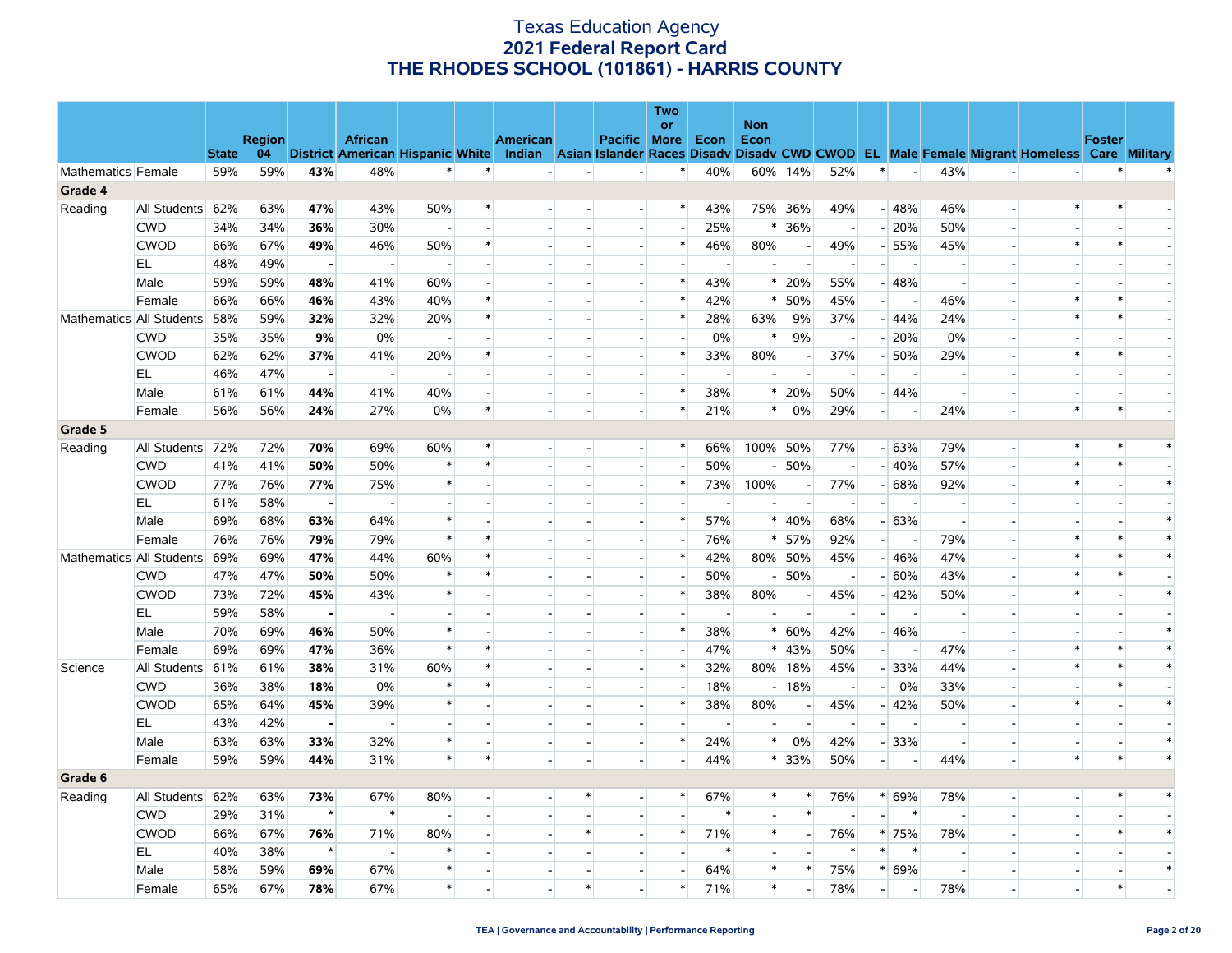# Texas Education Agency
## 2021 Federal Report Card
## THE RHODES SCHOOL (101861) - HARRIS COUNTY

| | | State | Region 04 | District | African American | Hispanic | White | American Indian | Asian | Pacific Islander | Two or More Races | Econ Disadv | Non Econ Disadv | CWD | CWOD | EL | Male | Female | Migrant | Homeless | Foster Care | Military |
|---|---|---|---|---|---|---|---|---|---|---|---|---|---|---|---|---|---|---|---|---|---|---|
| Mathematics | Female | 59% | 59% | **43%** | 48% | * | * | - | - | - | * | 40% | 60% | 14% | 52% | * | - | 43% | - | - | * | * |
| **Grade 4** | | | | | | | | | | | | | | | | | | | | | | |
| Reading | All Students | 62% | 63% | **47%** | 43% | 50% | * | - | - | - | * | 43% | 75% | 36% | 49% | - | 48% | 46% | - | * | * | - |
| | CWD | 34% | 34% | **36%** | 30% | - | - | - | - | - | - | 25% | * | 36% | - | - | 20% | 50% | - | - | - | - |
| | CWOD | 66% | 67% | **49%** | 46% | 50% | * | - | - | - | * | 46% | 80% | - | 49% | - | 55% | 45% | - | * | * | - |
| | EL | 48% | 49% | **-** | - | - | - | - | - | - | - | - | - | - | - | - | - | - | - | - | - | - |
| | Male | 59% | 59% | **48%** | 41% | 60% | - | - | - | - | * | 43% | * | 20% | 55% | - | 48% | - | - | - | - | - |
| | Female | 66% | 66% | **46%** | 43% | 40% | * | - | - | - | * | 42% | * | 50% | 45% | - | - | 46% | - | * | * | - |
| Mathematics | All Students | 58% | 59% | **32%** | 32% | 20% | * | - | - | - | * | 28% | 63% | 9% | 37% | - | 44% | 24% | - | * | * | - |
| | CWD | 35% | 35% | **9%** | 0% | - | - | - | - | - | - | 0% | * | 9% | - | - | 20% | 0% | - | - | - | - |
| | CWOD | 62% | 62% | **37%** | 41% | 20% | * | - | - | - | * | 33% | 80% | - | 37% | - | 50% | 29% | - | * | * | - |
| | EL | 46% | 47% | **-** | - | - | - | - | - | - | - | - | - | - | - | - | - | - | - | - | - | - |
| | Male | 61% | 61% | **44%** | 41% | 40% | - | - | - | - | * | 38% | * | 20% | 50% | - | 44% | - | - | - | - | - |
| | Female | 56% | 56% | **24%** | 27% | 0% | * | - | - | - | * | 21% | * | 0% | 29% | - | - | 24% | - | * | * | - |
| **Grade 5** | | | | | | | | | | | | | | | | | | | | | | |
| Reading | All Students | 72% | 72% | **70%** | 69% | 60% | * | - | - | - | * | 66% | 100% | 50% | 77% | - | 63% | 79% | - | * | * | * |
| | CWD | 41% | 41% | **50%** | 50% | * | * | - | - | - | - | 50% | - | 50% | - | - | 40% | 57% | - | * | * | - |
| | CWOD | 77% | 76% | **77%** | 75% | * | - | - | - | - | * | 73% | 100% | - | 77% | - | 68% | 92% | - | * | - | * |
| | EL | 61% | 58% | **-** | - | - | - | - | - | - | - | - | - | - | - | - | - | - | - | - | - | - |
| | Male | 69% | 68% | **63%** | 64% | * | - | - | - | - | * | 57% | * | 40% | 68% | - | 63% | - | - | - | - | * |
| | Female | 76% | 76% | **79%** | 79% | * | * | - | - | - | - | 76% | * | 57% | 92% | - | - | 79% | - | * | * | * |
| Mathematics | All Students | 69% | 69% | **47%** | 44% | 60% | * | - | - | - | * | 42% | 80% | 50% | 45% | - | 46% | 47% | - | * | * | * |
| | CWD | 47% | 47% | **50%** | 50% | * | * | - | - | - | - | 50% | - | 50% | - | - | 60% | 43% | - | * | * | - |
| | CWOD | 73% | 72% | **45%** | 43% | * | - | - | - | - | * | 38% | 80% | - | 45% | - | 42% | 50% | - | * | - | * |
| | EL | 59% | 58% | **-** | - | - | - | - | - | - | - | - | - | - | - | - | - | - | - | - | - | - |
| | Male | 70% | 69% | **46%** | 50% | * | - | - | - | - | * | 38% | * | 60% | 42% | - | 46% | - | - | - | - | * |
| | Female | 69% | 69% | **47%** | 36% | * | * | - | - | - | - | 47% | * | 43% | 50% | - | - | 47% | - | * | * | * |
| Science | All Students | 61% | 61% | **38%** | 31% | 60% | * | - | - | - | * | 32% | 80% | 18% | 45% | - | 33% | 44% | - | * | * | * |
| | CWD | 36% | 38% | **18%** | 0% | * | * | - | - | - | - | 18% | - | 18% | - | - | 0% | 33% | - | - | * | - |
| | CWOD | 65% | 64% | **45%** | 39% | * | - | - | - | - | * | 38% | 80% | - | 45% | - | 42% | 50% | - | * | - | * |
| | EL | 43% | 42% | **-** | - | - | - | - | - | - | - | - | - | - | - | - | - | - | - | - | - | - |
| | Male | 63% | 63% | **33%** | 32% | * | - | - | - | - | * | 24% | * | 0% | 42% | - | 33% | - | - | - | - | * |
| | Female | 59% | 59% | **44%** | 31% | * | * | - | - | - | - | 44% | * | 33% | 50% | - | - | 44% | - | * | * | * |
| **Grade 6** | | | | | | | | | | | | | | | | | | | | | | |
| Reading | All Students | 62% | 63% | **73%** | 67% | 80% | - | - | * | - | * | 67% | * | * | 76% | * | 69% | 78% | - | - | * | * |
| | CWD | 29% | 31% | ***** | * | - | - | - | - | - | - | * | - | * | - | - | * | - | - | - | - | - |
| | CWOD | 66% | 67% | **76%** | 71% | 80% | - | - | * | - | * | 71% | * | - | 76% | * | 75% | 78% | - | - | * | * |
| | EL | 40% | 38% | ***** | - | * | - | - | - | - | - | * | - | - | * | * | * | - | - | - | - | - |
| | Male | 58% | 59% | **69%** | 67% | * | - | - | - | - | - | 64% | * | * | 75% | * | 69% | - | - | - | - | * |
| | Female | 65% | 67% | **78%** | 67% | * | - | - | * | - | * | 71% | * | - | 78% | - | - | 78% | - | - | * | - |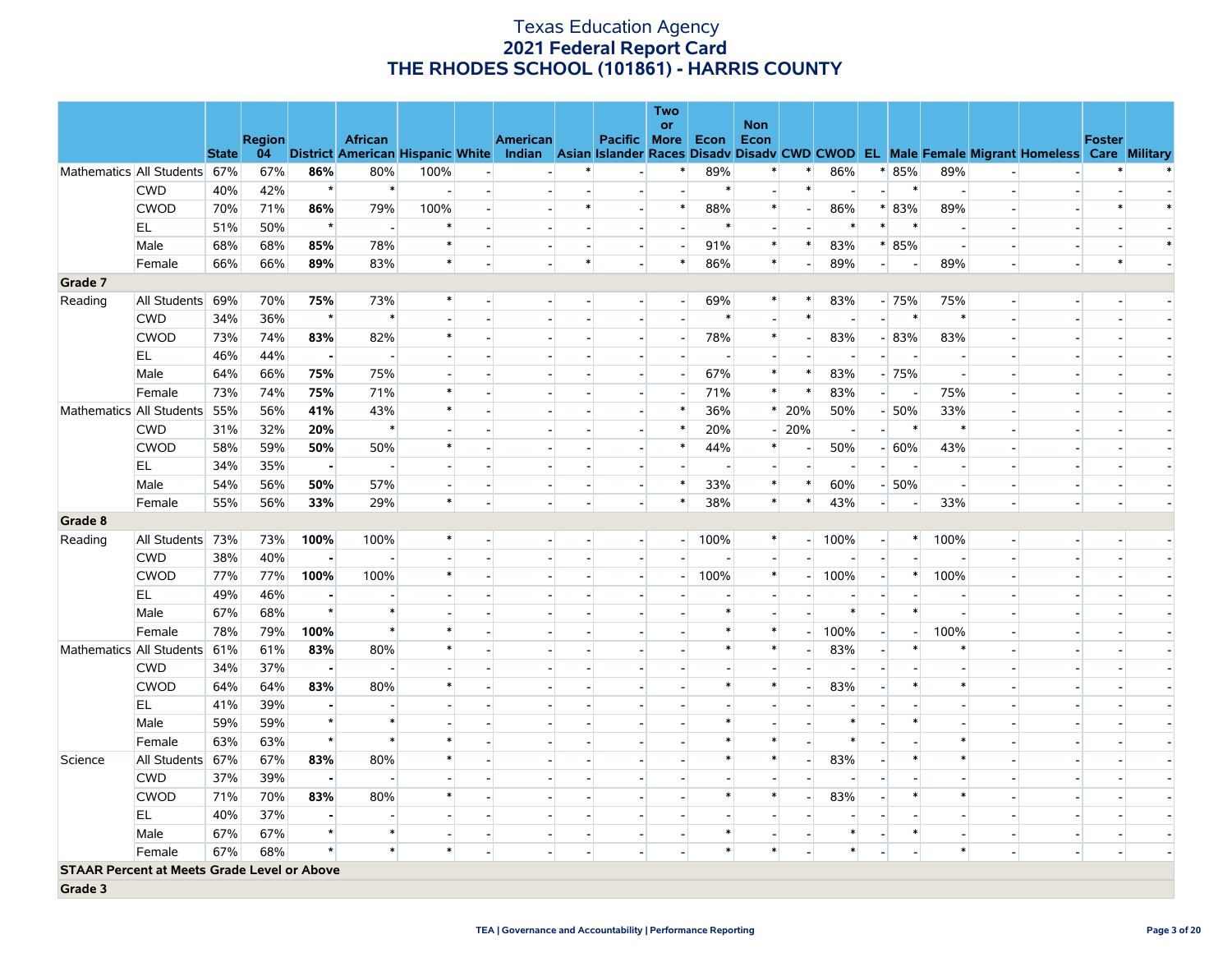# Texas Education Agency
## 2021 Federal Report Card
## THE RHODES SCHOOL (101861) - HARRIS COUNTY

| | | State | Region 04 | District | African American | Hispanic | White | American Indian | Asian | Pacific Islander | Two or More Races | Econ Disadv | Non Econ Disadv | CWD | CWOD | EL | Male | Female | Migrant | Homeless | Foster Care | Military |
|---|---|---|---|---|---|---|---|---|---|---|---|---|---|---|---|---|---|---|---|---|---|---|
| Mathematics | All Students | 67% | 67% | **86%** | 80% | 100% | - | - | * | - | * | 89% | * | * | 86% | * | 85% | 89% | - | - | * | * |
| | CWD | 40% | 42% | * | * | - | - | - | - | - | - | * | - | * | - | - | * | - | - | - | - | - |
| | CWOD | 70% | 71% | **86%** | 79% | 100% | - | - | * | - | * | 88% | * | - | 86% | * | 83% | 89% | - | - | * | * |
| | EL | 51% | 50% | * | - | * | - | - | - | - | - | * | - | - | * | * | * | - | - | - | - | - |
| | Male | 68% | 68% | **85%** | 78% | * | - | - | - | - | - | 91% | * | * | 83% | * | 85% | - | - | - | - | * |
| | Female | 66% | 66% | **89%** | 83% | * | - | - | * | - | * | 86% | * | - | 89% | - | - | 89% | - | - | * | - |
| **Grade 7** | | | | | | | | | | | | | | | | | | | | | | |
| Reading | All Students | 69% | 70% | **75%** | 73% | * | - | - | - | - | - | 69% | * | * | 83% | - | 75% | 75% | - | - | - | - |
| | CWD | 34% | 36% | * | * | - | - | - | - | - | - | * | - | * | - | - | * | * | - | - | - | - |
| | CWOD | 73% | 74% | **83%** | 82% | * | - | - | - | - | - | 78% | * | - | 83% | - | 83% | 83% | - | - | - | - |
| | EL | 46% | 44% | **-** | - | - | - | - | - | - | - | - | - | - | - | - | - | - | - | - | - | - |
| | Male | 64% | 66% | **75%** | 75% | - | - | - | - | - | - | 67% | * | * | 83% | - | 75% | - | - | - | - | - |
| | Female | 73% | 74% | **75%** | 71% | * | - | - | - | - | - | 71% | * | * | 83% | - | - | 75% | - | - | - | - |
| Mathematics | All Students | 55% | 56% | **41%** | 43% | * | - | - | - | - | * | 36% | * | 20% | 50% | - | 50% | 33% | - | - | - | - |
| | CWD | 31% | 32% | **20%** | * | - | - | - | - | - | * | 20% | - | 20% | - | - | * | * | - | - | - | - |
| | CWOD | 58% | 59% | **50%** | 50% | * | - | - | - | - | * | 44% | * | - | 50% | - | 60% | 43% | - | - | - | - |
| | EL | 34% | 35% | **-** | - | - | - | - | - | - | - | - | - | - | - | - | - | - | - | - | - | - |
| | Male | 54% | 56% | **50%** | 57% | - | - | - | - | - | * | 33% | * | * | 60% | - | 50% | - | - | - | - | - |
| | Female | 55% | 56% | **33%** | 29% | * | - | - | - | - | * | 38% | * | * | 43% | - | - | 33% | - | - | - | - |
| **Grade 8** | | | | | | | | | | | | | | | | | | | | | | |
| Reading | All Students | 73% | 73% | **100%** | 100% | * | - | - | - | - | - | 100% | * | - | 100% | - | * | 100% | - | - | - | - |
| | CWD | 38% | 40% | **-** | - | - | - | - | - | - | - | - | - | - | - | - | - | - | - | - | - | - |
| | CWOD | 77% | 77% | **100%** | 100% | * | - | - | - | - | - | 100% | * | - | 100% | - | * | 100% | - | - | - | - |
| | EL | 49% | 46% | **-** | - | - | - | - | - | - | - | - | - | - | - | - | - | - | - | - | - | - |
| | Male | 67% | 68% | * | * | - | - | - | - | - | - | * | - | - | * | - | * | - | - | - | - | - |
| | Female | 78% | 79% | **100%** | * | * | - | - | - | - | - | * | * | - | 100% | - | - | 100% | - | - | - | - |
| Mathematics | All Students | 61% | 61% | **83%** | 80% | * | - | - | - | - | - | * | * | - | 83% | - | * | * | - | - | - | - |
| | CWD | 34% | 37% | **-** | - | - | - | - | - | - | - | - | - | - | - | - | - | - | - | - | - | - |
| | CWOD | 64% | 64% | **83%** | 80% | * | - | - | - | - | - | * | * | - | 83% | - | * | * | - | - | - | - |
| | EL | 41% | 39% | **-** | - | - | - | - | - | - | - | - | - | - | - | - | - | - | - | - | - | - |
| | Male | 59% | 59% | * | * | - | - | - | - | - | - | * | - | - | * | - | * | - | - | - | - | - |
| | Female | 63% | 63% | * | * | * | - | - | - | - | - | * | * | - | * | - | - | * | - | - | - | - |
| Science | All Students | 67% | 67% | **83%** | 80% | * | - | - | - | - | - | * | * | - | 83% | - | * | * | - | - | - | - |
| | CWD | 37% | 39% | **-** | - | - | - | - | - | - | - | - | - | - | - | - | - | - | - | - | - | - |
| | CWOD | 71% | 70% | **83%** | 80% | * | - | - | - | - | - | * | * | - | 83% | - | * | * | - | - | - | - |
| | EL | 40% | 37% | **-** | - | - | - | - | - | - | - | - | - | - | - | - | - | - | - | - | - | - |
| | Male | 67% | 67% | * | * | - | - | - | - | - | - | * | - | - | * | - | * | - | - | - | - | - |
| | Female | 67% | 68% | * | * | * | - | - | - | - | - | * | * | - | * | - | - | * | - | - | - | - |
| **STAAR Percent at Meets Grade Level or Above** | | | | | | | | | | | | | | | | | | | | | | |
| **Grade 3** | | | | | | | | | | | | | | | | | | | | | | |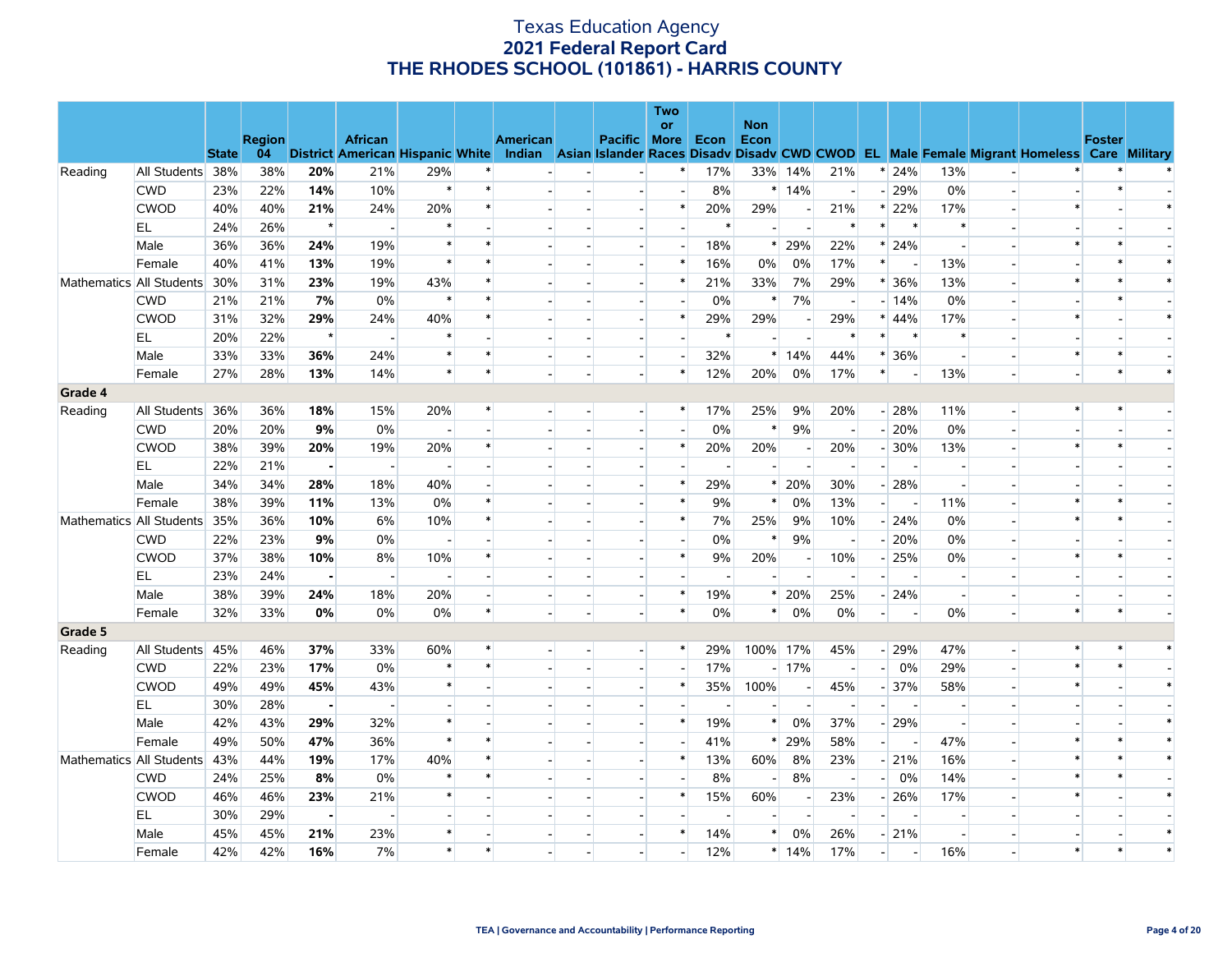# Texas Education Agency
## 2021 Federal Report Card
## THE RHODES SCHOOL (101861) - HARRIS COUNTY

| | | State | Region 04 | District | African American | Hispanic | White | American Indian | Asian | Pacific Islander | Two or More Races | Econ Disadv | Non Econ Disadv | CWD | CWOD | EL | Male | Female | Migrant | Homeless | Foster Care | Military |
|---|---|---|---|---|---|---|---|---|---|---|---|---|---|---|---|---|---|---|---|---|---|---|
| Reading | All Students | 38% | 38% | **20%** | 21% | 29% | * | - | - | - | * | 17% | 33% | 14% | 21% | * | 24% | 13% | - | * | * | * |
| | CWD | 23% | 22% | **14%** | 10% | * | * | - | - | - | - | 8% | * | 14% | - | - | 29% | 0% | - | - | * | - |
| | CWOD | 40% | 40% | **21%** | 24% | 20% | * | - | - | - | * | 20% | 29% | - | 21% | * | 22% | 17% | - | * | - | * |
| | EL | 24% | 26% | * | - | * | - | - | - | - | - | * | - | - | * | * | * | * | - | - | - | - |
| | Male | 36% | 36% | **24%** | 19% | * | * | - | - | - | - | 18% | * | 29% | 22% | * | 24% | - | - | * | * | - |
| | Female | 40% | 41% | **13%** | 19% | * | * | - | - | - | * | 16% | 0% | 0% | 17% | * | - | 13% | - | - | * | * |
| Mathematics | All Students | 30% | 31% | **23%** | 19% | 43% | * | - | - | - | * | 21% | 33% | 7% | 29% | * | 36% | 13% | - | * | * | * |
| | CWD | 21% | 21% | **7%** | 0% | * | * | - | - | - | - | 0% | * | 7% | - | - | 14% | 0% | - | - | * | - |
| | CWOD | 31% | 32% | **29%** | 24% | 40% | * | - | - | - | * | 29% | 29% | - | 29% | * | 44% | 17% | - | * | - | * |
| | EL | 20% | 22% | * | - | * | - | - | - | - | - | * | - | - | * | * | * | * | - | - | - | - |
| | Male | 33% | 33% | **36%** | 24% | * | * | - | - | - | - | 32% | * | 14% | 44% | * | 36% | - | - | * | * | - |
| | Female | 27% | 28% | **13%** | 14% | * | * | - | - | - | * | 12% | 20% | 0% | 17% | * | - | 13% | - | - | * | * |
| **Grade 4** | | | | | | | | | | | | | | | | | | | | | | |
| Reading | All Students | 36% | 36% | **18%** | 15% | 20% | * | - | - | - | * | 17% | 25% | 9% | 20% | - | 28% | 11% | - | * | * | - |
| | CWD | 20% | 20% | **9%** | 0% | - | - | - | - | - | - | 0% | * | 9% | - | - | 20% | 0% | - | - | - | - |
| | CWOD | 38% | 39% | **20%** | 19% | 20% | * | - | - | - | * | 20% | 20% | - | 20% | - | 30% | 13% | - | * | * | - |
| | EL | 22% | 21% | **-** | - | - | - | - | - | - | - | - | - | - | - | - | - | - | - | - | - | - |
| | Male | 34% | 34% | **28%** | 18% | 40% | - | - | - | - | * | 29% | * | 20% | 30% | - | 28% | - | - | - | - | - |
| | Female | 38% | 39% | **11%** | 13% | 0% | * | - | - | - | * | 9% | * | 0% | 13% | - | - | 11% | - | * | * | - |
| Mathematics | All Students | 35% | 36% | **10%** | 6% | 10% | * | - | - | - | * | 7% | 25% | 9% | 10% | - | 24% | 0% | - | * | * | - |
| | CWD | 22% | 23% | **9%** | 0% | - | - | - | - | - | - | 0% | * | 9% | - | - | 20% | 0% | - | - | - | - |
| | CWOD | 37% | 38% | **10%** | 8% | 10% | * | - | - | - | * | 9% | 20% | - | 10% | - | 25% | 0% | - | * | * | - |
| | EL | 23% | 24% | **-** | - | - | - | - | - | - | - | - | - | - | - | - | - | - | - | - | - | - |
| | Male | 38% | 39% | **24%** | 18% | 20% | - | - | - | - | * | 19% | * | 20% | 25% | - | 24% | - | - | - | - | - |
| | Female | 32% | 33% | **0%** | 0% | 0% | * | - | - | - | * | 0% | * | 0% | 0% | - | - | 0% | - | * | * | - |
| **Grade 5** | | | | | | | | | | | | | | | | | | | | | | |
| Reading | All Students | 45% | 46% | **37%** | 33% | 60% | * | - | - | - | * | 29% | 100% | 17% | 45% | - | 29% | 47% | - | * | * | * |
| | CWD | 22% | 23% | **17%** | 0% | * | * | - | - | - | - | 17% | - | 17% | - | - | 0% | 29% | - | * | * | - |
| | CWOD | 49% | 49% | **45%** | 43% | * | - | - | - | - | * | 35% | 100% | - | 45% | - | 37% | 58% | - | * | - | * |
| | EL | 30% | 28% | **-** | - | - | - | - | - | - | - | - | - | - | - | - | - | - | - | - | - | - |
| | Male | 42% | 43% | **29%** | 32% | * | - | - | - | - | * | 19% | * | 0% | 37% | - | 29% | - | - | - | - | * |
| | Female | 49% | 50% | **47%** | 36% | * | * | - | - | - | - | 41% | * | 29% | 58% | - | - | 47% | - | * | * | * |
| Mathematics | All Students | 43% | 44% | **19%** | 17% | 40% | * | - | - | - | * | 13% | 60% | 8% | 23% | - | 21% | 16% | - | * | * | * |
| | CWD | 24% | 25% | **8%** | 0% | * | * | - | - | - | - | 8% | - | 8% | - | - | 0% | 14% | - | * | * | - |
| | CWOD | 46% | 46% | **23%** | 21% | * | - | - | - | - | * | 15% | 60% | - | 23% | - | 26% | 17% | - | * | - | * |
| | EL | 30% | 29% | **-** | - | - | - | - | - | - | - | - | - | - | - | - | - | - | - | - | - | - |
| | Male | 45% | 45% | **21%** | 23% | * | - | - | - | - | * | 14% | * | 0% | 26% | - | 21% | - | - | - | - | * |
| | Female | 42% | 42% | **16%** | 7% | * | * | - | - | - | - | 12% | * | 14% | 17% | - | - | 16% | - | * | * | * |

TEA | Governance and Accountability | Performance Reporting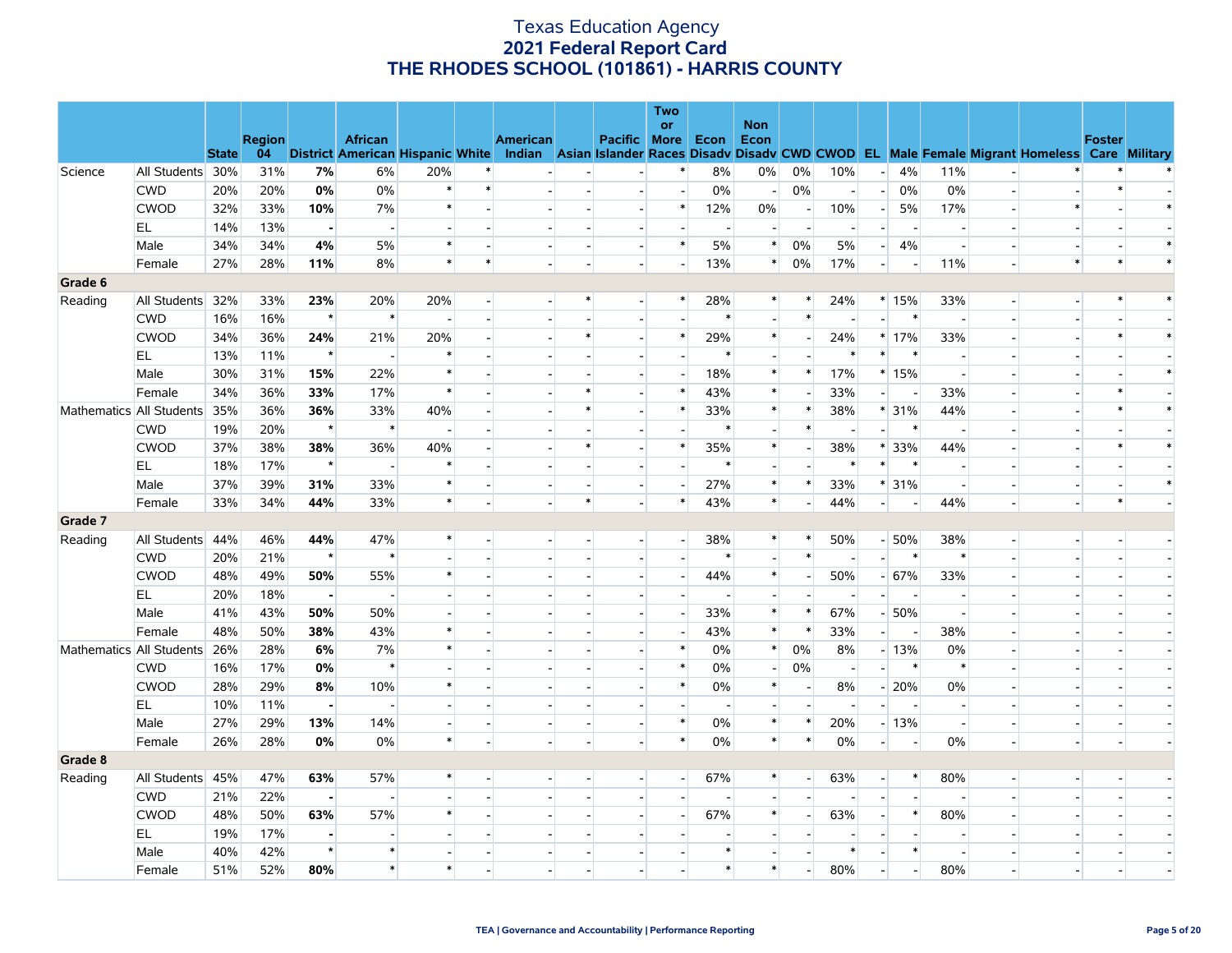# Texas Education Agency
## 2021 Federal Report Card
## THE RHODES SCHOOL (101861) - HARRIS COUNTY

| | | State | Region 04 | District | African American | Hispanic | White | American Indian | Asian | Pacific Islander | Two or More Races | Econ Disadv | Non Econ Disadv | CWD | CWOD | EL | Male | Female | Migrant | Homeless | Foster Care | Military |
|---|---|---|---|---|---|---|---|---|---|---|---|---|---|---|---|---|---|---|---|---|---|---|
| Science | All Students | 30% | 31% | **7%** | 6% | 20% | * | - | - | - | * | 8% | 0% | 0% | 10% | - | 4% | 11% | - | * | * | * |
| | CWD | 20% | 20% | **0%** | 0% | * | * | - | - | - | - | 0% | - | 0% | - | - | 0% | 0% | - | - | * | - |
| | CWOD | 32% | 33% | **10%** | 7% | * | - | - | - | - | * | 12% | 0% | - | 10% | - | 5% | 17% | - | * | - | * |
| | EL | 14% | 13% | **-** | - | - | - | - | - | - | - | - | - | - | - | - | - | - | - | - | - | - |
| | Male | 34% | 34% | **4%** | 5% | * | - | - | - | - | * | 5% | * | 0% | 5% | - | 4% | - | - | - | - | * |
| | Female | 27% | 28% | **11%** | 8% | * | * | - | - | - | - | 13% | * | 0% | 17% | - | - | 11% | - | * | * | * |
| **Grade 6** | | | | | | | | | | | | | | | | | | | | | | |
| Reading | All Students | 32% | 33% | **23%** | 20% | 20% | - | - | * | - | * | 28% | * | * | 24% | * | 15% | 33% | - | - | * | * |
| | CWD | 16% | 16% | **\*** | * | - | - | - | - | - | - | * | - | * | - | - | * | - | - | - | - | - |
| | CWOD | 34% | 36% | **24%** | 21% | 20% | - | - | * | - | * | 29% | * | - | 24% | * | 17% | 33% | - | - | * | * |
| | EL | 13% | 11% | **\*** | - | * | - | - | - | - | - | * | - | - | * | * | * | - | - | - | - | - |
| | Male | 30% | 31% | **15%** | 22% | * | - | - | - | - | - | 18% | * | * | 17% | * | 15% | - | - | - | - | * |
| | Female | 34% | 36% | **33%** | 17% | * | - | - | * | - | * | 43% | * | - | 33% | - | - | 33% | - | - | * | - |
| Mathematics | All Students | 35% | 36% | **36%** | 33% | 40% | - | - | * | - | * | 33% | * | * | 38% | * | 31% | 44% | - | - | * | * |
| | CWD | 19% | 20% | **\*** | * | - | - | - | - | - | - | * | - | * | - | - | * | - | - | - | - | - |
| | CWOD | 37% | 38% | **38%** | 36% | 40% | - | - | * | - | * | 35% | * | - | 38% | * | 33% | 44% | - | - | * | * |
| | EL | 18% | 17% | **\*** | - | * | - | - | - | - | - | * | - | - | * | * | * | - | - | - | - | - |
| | Male | 37% | 39% | **31%** | 33% | * | - | - | - | - | - | 27% | * | * | 33% | * | 31% | - | - | - | - | * |
| | Female | 33% | 34% | **44%** | 33% | * | - | - | * | - | * | 43% | * | - | 44% | - | - | 44% | - | - | * | - |
| **Grade 7** | | | | | | | | | | | | | | | | | | | | | | |
| Reading | All Students | 44% | 46% | **44%** | 47% | * | - | - | - | - | - | 38% | * | * | 50% | - | 50% | 38% | - | - | - | - |
| | CWD | 20% | 21% | **\*** | * | - | - | - | - | - | - | * | - | * | - | - | * | * | - | - | - | - |
| | CWOD | 48% | 49% | **50%** | 55% | * | - | - | - | - | - | 44% | * | - | 50% | - | 67% | 33% | - | - | - | - |
| | EL | 20% | 18% | **-** | - | - | - | - | - | - | - | - | - | - | - | - | - | - | - | - | - | - |
| | Male | 41% | 43% | **50%** | 50% | - | - | - | - | - | - | 33% | * | * | 67% | - | 50% | - | - | - | - | - |
| | Female | 48% | 50% | **38%** | 43% | * | - | - | - | - | - | 43% | * | * | 33% | - | - | 38% | - | - | - | - |
| Mathematics | All Students | 26% | 28% | **6%** | 7% | * | - | - | - | - | * | 0% | * | 0% | 8% | - | 13% | 0% | - | - | - | - |
| | CWD | 16% | 17% | **0%** | * | - | - | - | - | - | * | 0% | - | 0% | - | - | * | * | - | - | - | - |
| | CWOD | 28% | 29% | **8%** | 10% | * | - | - | - | - | * | 0% | * | - | 8% | - | 20% | 0% | - | - | - | - |
| | EL | 10% | 11% | **-** | - | - | - | - | - | - | - | - | - | - | - | - | - | - | - | - | - | - |
| | Male | 27% | 29% | **13%** | 14% | - | - | - | - | - | * | 0% | * | * | 20% | - | 13% | - | - | - | - | - |
| | Female | 26% | 28% | **0%** | 0% | * | - | - | - | - | * | 0% | * | * | 0% | - | - | 0% | - | - | - | - |
| **Grade 8** | | | | | | | | | | | | | | | | | | | | | | |
| Reading | All Students | 45% | 47% | **63%** | 57% | * | - | - | - | - | - | 67% | * | - | 63% | - | * | 80% | - | - | - | - |
| | CWD | 21% | 22% | **-** | - | - | - | - | - | - | - | - | - | - | - | - | - | - | - | - | - | - |
| | CWOD | 48% | 50% | **63%** | 57% | * | - | - | - | - | - | 67% | * | - | 63% | - | * | 80% | - | - | - | - |
| | EL | 19% | 17% | **-** | - | - | - | - | - | - | - | - | - | - | - | - | - | - | - | - | - | - |
| | Male | 40% | 42% | **\*** | * | - | - | - | - | - | - | * | - | - | * | - | * | - | - | - | - | - |
| | Female | 51% | 52% | **80%** | * | * | - | - | - | - | - | * | * | - | 80% | - | - | 80% | - | - | - | - |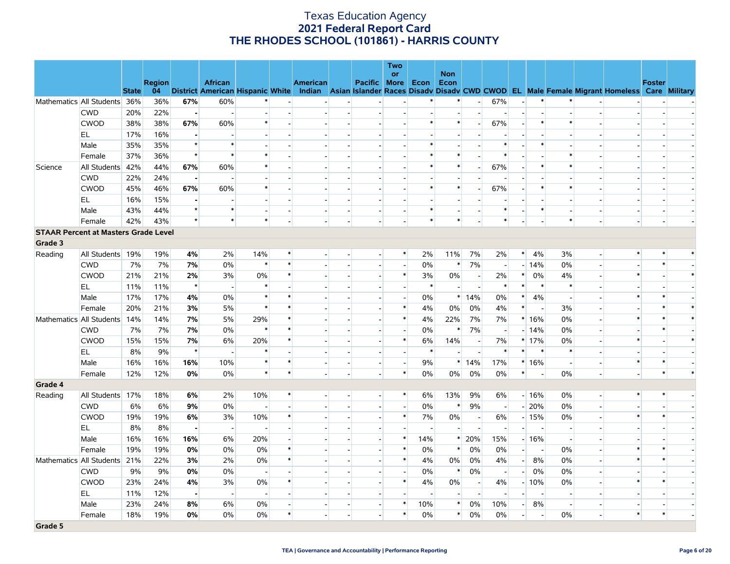# Texas Education Agency
## 2021 Federal Report Card
## THE RHODES SCHOOL (101861) - HARRIS COUNTY

| | | State | Region 04 | District | African American | Hispanic | White | American Indian | Asian | Pacific Islander | Two or More Races | Econ Disadv | Non Econ Disadv | CWD | CWOD | EL | Male | Female | Migrant | Homeless | Foster Care | Military |
|---|---|---|---|---|---|---|---|---|---|---|---|---|---|---|---|---|---|---|---|---|---|---|
| Mathematics | All Students | 36% | 36% | **67%** | 60% | * | - | - | - | - | - | * | * | - | 67% | - | * | * | - | - | - | - |
| | CWD | 20% | 22% | **-** | - | - | - | - | - | - | - | - | - | - | - | - | - | - | - | - | - | - |
| | CWOD | 38% | 38% | **67%** | 60% | * | - | - | - | - | - | * | * | - | 67% | - | * | * | - | - | - | - |
| | EL | 17% | 16% | **-** | - | - | - | - | - | - | - | - | - | - | - | - | - | - | - | - | - | - |
| | Male | 35% | 35% | ***** | * | - | - | - | - | - | - | * | - | - | * | - | * | - | - | - | - | - |
| | Female | 37% | 36% | ***** | * | * | - | - | - | - | - | * | * | - | * | - | - | * | - | - | - | - |
| Science | All Students | 42% | 44% | **67%** | 60% | * | - | - | - | - | - | * | * | - | 67% | - | * | * | - | - | - | - |
| | CWD | 22% | 24% | **-** | - | - | - | - | - | - | - | - | - | - | - | - | - | - | - | - | - | - |
| | CWOD | 45% | 46% | **67%** | 60% | * | - | - | - | - | - | * | * | - | 67% | - | * | * | - | - | - | - |
| | EL | 16% | 15% | **-** | - | - | - | - | - | - | - | - | - | - | - | - | - | - | - | - | - | - |
| | Male | 43% | 44% | ***** | * | - | - | - | - | - | - | * | - | - | * | - | * | - | - | - | - | - |
| | Female | 42% | 43% | ***** | * | * | - | - | - | - | - | * | * | - | * | - | - | * | - | - | - | - |
| **STAAR Percent at Masters Grade Level** | | | | | | | | | | | | | | | | | | | | | | |
| **Grade 3** | | | | | | | | | | | | | | | | | | | | | | |
| Reading | All Students | 19% | 19% | **4%** | 2% | 14% | * | - | - | - | * | 2% | 11% | 7% | 2% | * | 4% | 3% | - | * | * | * |
| | CWD | 7% | 7% | **7%** | 0% | * | * | - | - | - | - | 0% | * | 7% | - | - | 14% | 0% | - | - | * | - |
| | CWOD | 21% | 21% | **2%** | 3% | 0% | * | - | - | - | * | 3% | 0% | - | 2% | * | 0% | 4% | - | * | - | * |
| | EL | 11% | 11% | ***** | - | * | - | - | - | - | - | * | - | - | * | * | * | * | - | - | - | - |
| | Male | 17% | 17% | **4%** | 0% | * | * | - | - | - | - | 0% | * | 14% | 0% | * | 4% | - | - | * | * | - |
| | Female | 20% | 21% | **3%** | 5% | * | * | - | - | - | * | 4% | 0% | 0% | 4% | * | - | 3% | - | - | * | * |
| Mathematics | All Students | 14% | 14% | **7%** | 5% | 29% | * | - | - | - | * | 4% | 22% | 7% | 7% | * | 16% | 0% | - | * | * | * |
| | CWD | 7% | 7% | **7%** | 0% | * | * | - | - | - | - | 0% | * | 7% | - | - | 14% | 0% | - | - | * | - |
| | CWOD | 15% | 15% | **7%** | 6% | 20% | * | - | - | - | * | 6% | 14% | - | 7% | * | 17% | 0% | - | * | - | * |
| | EL | 8% | 9% | ***** | - | * | - | - | - | - | - | * | - | - | * | * | * | * | - | - | - | - |
| | Male | 16% | 16% | **16%** | 10% | * | * | - | - | - | - | 9% | * | 14% | 17% | * | 16% | - | - | * | * | - |
| | Female | 12% | 12% | **0%** | 0% | * | * | - | - | - | * | 0% | 0% | 0% | 0% | * | - | 0% | - | - | * | * |
| **Grade 4** | | | | | | | | | | | | | | | | | | | | | | |
| Reading | All Students | 17% | 18% | **6%** | 2% | 10% | * | - | - | - | * | 6% | 13% | 9% | 6% | - | 16% | 0% | - | * | * | - |
| | CWD | 6% | 6% | **9%** | 0% | - | - | - | - | - | - | 0% | * | 9% | - | - | 20% | 0% | - | - | - | - |
| | CWOD | 19% | 19% | **6%** | 3% | 10% | * | - | - | - | * | 7% | 0% | - | 6% | - | 15% | 0% | - | * | * | - |
| | EL | 8% | 8% | **-** | - | - | - | - | - | - | - | - | - | - | - | - | - | - | - | - | - | - |
| | Male | 16% | 16% | **16%** | 6% | 20% | - | - | - | - | * | 14% | * | 20% | 15% | - | 16% | - | - | - | - | - |
| | Female | 19% | 19% | **0%** | 0% | 0% | * | - | - | - | * | 0% | * | 0% | 0% | - | - | 0% | - | * | * | - |
| Mathematics | All Students | 21% | 22% | **3%** | 2% | 0% | * | - | - | - | * | 4% | 0% | 0% | 4% | - | 8% | 0% | - | * | * | - |
| | CWD | 9% | 9% | **0%** | 0% | - | - | - | - | - | - | 0% | * | 0% | - | - | 0% | 0% | - | - | - | - |
| | CWOD | 23% | 24% | **4%** | 3% | 0% | * | - | - | - | * | 4% | 0% | - | 4% | - | 10% | 0% | - | * | * | - |
| | EL | 11% | 12% | **-** | - | - | - | - | - | - | - | - | - | - | - | - | - | - | - | - | - | - |
| | Male | 23% | 24% | **8%** | 6% | 0% | - | - | - | - | * | 10% | * | 0% | 10% | - | 8% | - | - | - | - | - |
| | Female | 18% | 19% | **0%** | 0% | 0% | * | - | - | - | * | 0% | * | 0% | 0% | - | - | 0% | - | * | * | - |
| **Grade 5** | | | | | | | | | | | | | | | | | | | | | | |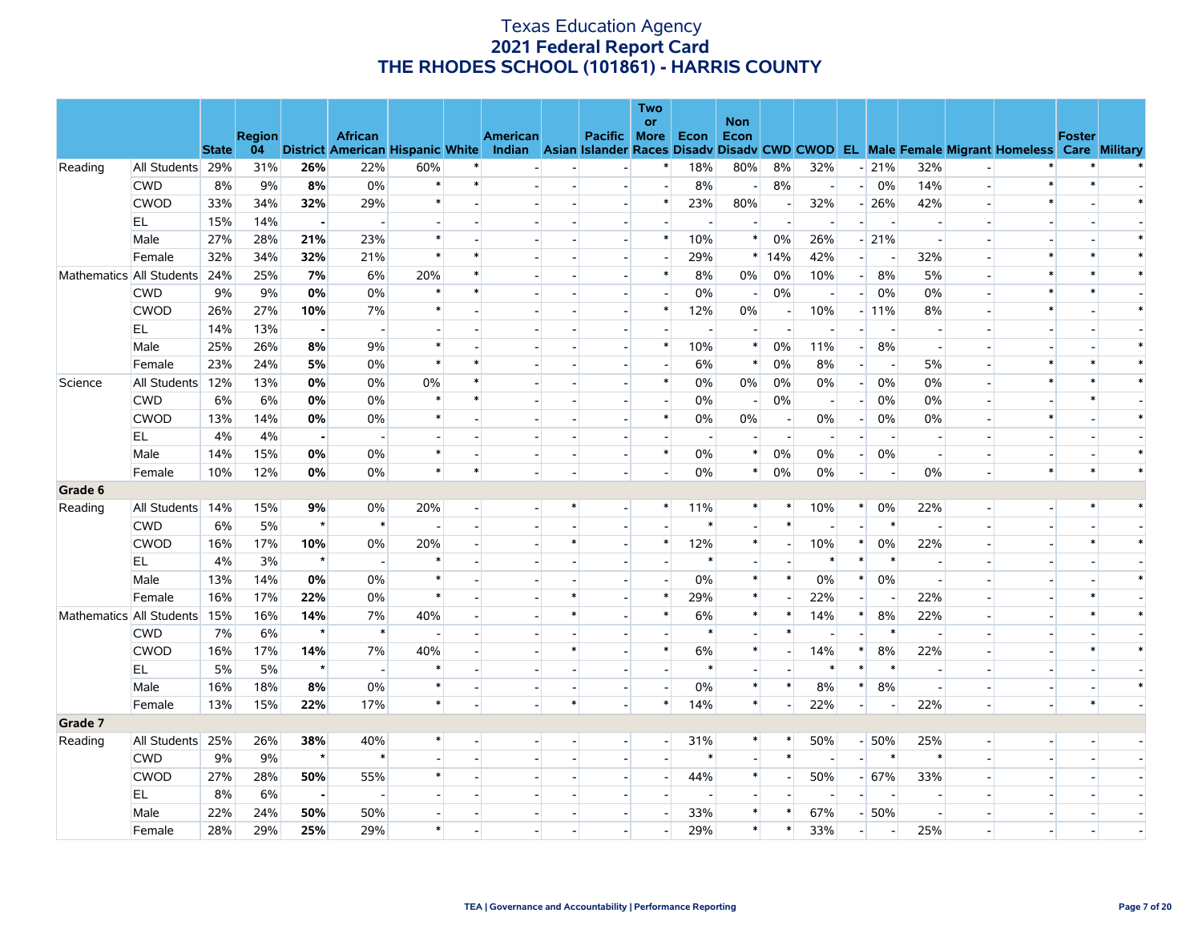# Texas Education Agency
## 2021 Federal Report Card
## THE RHODES SCHOOL (101861) - HARRIS COUNTY

| | | State | Region 04 | District | African American | Hispanic | White | American Indian | Asian | Pacific Islander | Two or More Races | Econ Disadv | Non Econ Disadv | CWD | CWOD | EL | Male | Female | Migrant | Homeless | Foster Care | Military |
|---|---|---|---|---|---|---|---|---|---|---|---|---|---|---|---|---|---|---|---|---|---|---|
| Reading | All Students | 29% | 31% | **26%** | 22% | 60% | * | - | - | - | * | 18% | 80% | 8% | 32% | - | 21% | 32% | - | * | * | * |
| | CWD | 8% | 9% | **8%** | 0% | * | * | - | - | - | - | 8% | - | 8% | - | - | 0% | 14% | - | * | * | - |
| | CWOD | 33% | 34% | **32%** | 29% | * | - | - | - | - | * | 23% | 80% | - | 32% | - | 26% | 42% | - | * | - | * |
| | EL | 15% | 14% | **-** | - | - | - | - | - | - | - | - | - | - | - | - | - | - | - | - | - | - |
| | Male | 27% | 28% | **21%** | 23% | * | - | - | - | - | * | 10% | * | 0% | 26% | - | 21% | - | - | - | - | * |
| | Female | 32% | 34% | **32%** | 21% | * | * | - | - | - | - | 29% | * | 14% | 42% | - | - | 32% | - | * | * | * |
| Mathematics | All Students | 24% | 25% | **7%** | 6% | 20% | * | - | - | - | * | 8% | 0% | 0% | 10% | - | 8% | 5% | - | * | * | * |
| | CWD | 9% | 9% | **0%** | 0% | * | * | - | - | - | - | 0% | - | 0% | - | - | 0% | 0% | - | * | * | - |
| | CWOD | 26% | 27% | **10%** | 7% | * | - | - | - | - | * | 12% | 0% | - | 10% | - | 11% | 8% | - | * | - | * |
| | EL | 14% | 13% | **-** | - | - | - | - | - | - | - | - | - | - | - | - | - | - | - | - | - | - |
| | Male | 25% | 26% | **8%** | 9% | * | - | - | - | - | * | 10% | * | 0% | 11% | - | 8% | - | - | - | - | * |
| | Female | 23% | 24% | **5%** | 0% | * | * | - | - | - | - | 6% | * | 0% | 8% | - | - | 5% | - | * | * | * |
| Science | All Students | 12% | 13% | **0%** | 0% | 0% | * | - | - | - | * | 0% | 0% | 0% | 0% | - | 0% | 0% | - | * | * | * |
| | CWD | 6% | 6% | **0%** | 0% | * | * | - | - | - | - | 0% | - | 0% | - | - | 0% | 0% | - | - | * | - |
| | CWOD | 13% | 14% | **0%** | 0% | * | - | - | - | - | * | 0% | 0% | - | 0% | - | 0% | 0% | - | * | - | * |
| | EL | 4% | 4% | **-** | - | - | - | - | - | - | - | - | - | - | - | - | - | - | - | - | - | - |
| | Male | 14% | 15% | **0%** | 0% | * | - | - | - | - | * | 0% | * | 0% | 0% | - | 0% | - | - | - | - | * |
| | Female | 10% | 12% | **0%** | 0% | * | * | - | - | - | - | 0% | * | 0% | 0% | - | - | 0% | - | * | * | * |
| **Grade 6** | | | | | | | | | | | | | | | | | | | | | | |
| Reading | All Students | 14% | 15% | **9%** | 0% | 20% | - | - | * | - | * | 11% | * | * | 10% | * | 0% | 22% | - | - | * | * |
| | CWD | 6% | 5% | * | * | - | - | - | - | - | - | * | - | * | - | - | * | - | - | - | - | - |
| | CWOD | 16% | 17% | **10%** | 0% | 20% | - | - | * | - | * | 12% | * | - | 10% | * | 0% | 22% | - | - | * | * |
| | EL | 4% | 3% | * | - | * | - | - | - | - | - | * | - | - | * | * | * | - | - | - | - | - |
| | Male | 13% | 14% | **0%** | 0% | * | - | - | - | - | - | 0% | * | * | 0% | * | 0% | - | - | - | - | * |
| | Female | 16% | 17% | **22%** | 0% | * | - | - | * | - | * | 29% | * | - | 22% | - | - | 22% | - | - | * | - |
| Mathematics | All Students | 15% | 16% | **14%** | 7% | 40% | - | - | * | - | * | 6% | * | * | 14% | * | 8% | 22% | - | - | * | * |
| | CWD | 7% | 6% | * | * | - | - | - | - | - | - | * | - | * | - | - | * | - | - | - | - | - |
| | CWOD | 16% | 17% | **14%** | 7% | 40% | - | - | * | - | * | 6% | * | - | 14% | * | 8% | 22% | - | - | * | * |
| | EL | 5% | 5% | * | - | * | - | - | - | - | - | * | - | - | * | * | * | - | - | - | - | - |
| | Male | 16% | 18% | **8%** | 0% | * | - | - | - | - | - | 0% | * | * | 8% | * | 8% | - | - | - | - | * |
| | Female | 13% | 15% | **22%** | 17% | * | - | - | * | - | * | 14% | * | - | 22% | - | - | 22% | - | - | * | - |
| **Grade 7** | | | | | | | | | | | | | | | | | | | | | | |
| Reading | All Students | 25% | 26% | **38%** | 40% | * | - | - | - | - | - | 31% | * | * | 50% | - | 50% | 25% | - | - | - | - |
| | CWD | 9% | 9% | * | * | - | - | - | - | - | - | * | - | * | - | - | * | * | - | - | - | - |
| | CWOD | 27% | 28% | **50%** | 55% | * | - | - | - | - | - | 44% | * | - | 50% | - | 67% | 33% | - | - | - | - |
| | EL | 8% | 6% | **-** | - | - | - | - | - | - | - | - | - | - | - | - | - | - | - | - | - | - |
| | Male | 22% | 24% | **50%** | 50% | - | - | - | - | - | - | 33% | * | * | 67% | - | 50% | - | - | - | - | - |
| | Female | 28% | 29% | **25%** | 29% | * | - | - | - | - | - | 29% | * | * | 33% | - | - | 25% | - | - | - | - |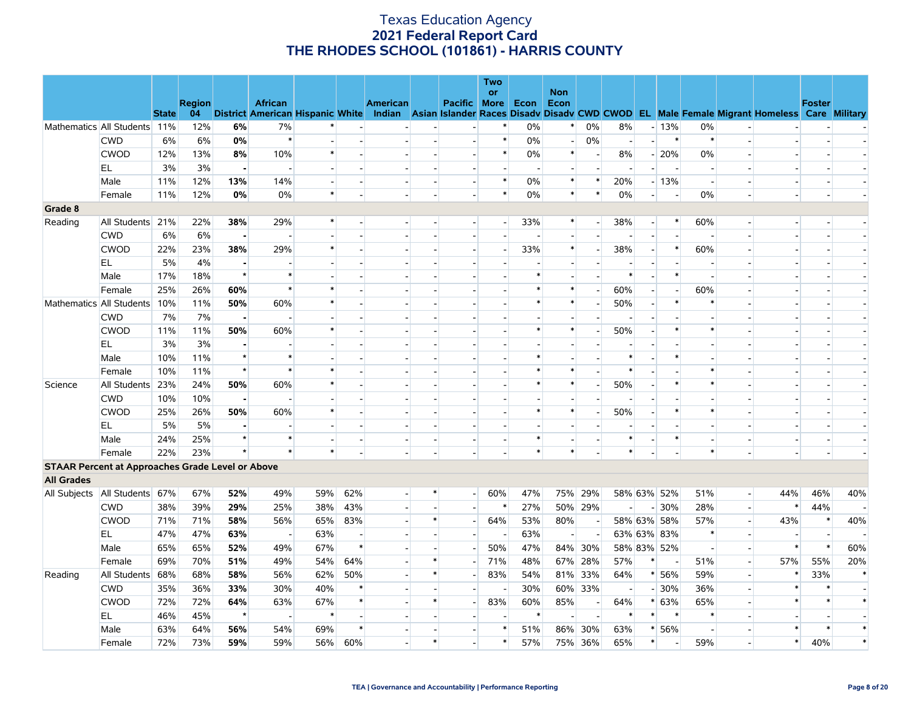# Texas Education Agency
## 2021 Federal Report Card
## THE RHODES SCHOOL (101861) - HARRIS COUNTY

| | | State | Region 04 | District | African American | Hispanic | White | American Indian | Asian | Pacific Islander | Two or More Races | Econ Disadv | Non Econ Disadv | CWD | CWOD | EL | Male | Female | Migrant | Homeless | Foster Care | Military |
|---|---|---|---|---|---|---|---|---|---|---|---|---|---|---|---|---|---|---|---|---|---|---|
| Mathematics | All Students | 11% | 12% | **6%** | 7% | * | - | - | - | - | * | 0% | * | 0% | 8% | - | 13% | 0% | - | - | - | - |
| | CWD | 6% | 6% | **0%** | * | - | - | - | - | - | * | 0% | - | 0% | - | - | * | * | - | - | - | - |
| | CWOD | 12% | 13% | **8%** | 10% | * | - | - | - | - | * | 0% | * | - | 8% | - | 20% | 0% | - | - | - | - |
| | EL | 3% | 3% | **-** | - | - | - | - | - | - | - | - | - | - | - | - | - | - | - | - | - | - |
| | Male | 11% | 12% | **13%** | 14% | - | - | - | - | - | * | 0% | * | * | 20% | - | 13% | - | - | - | - | - |
| | Female | 11% | 12% | **0%** | 0% | * | - | - | - | - | * | 0% | * | * | 0% | - | - | 0% | - | - | - | - |
| **Grade 8** | | | | | | | | | | | | | | | | | | | | | | |
| Reading | All Students | 21% | 22% | **38%** | 29% | * | - | - | - | - | - | 33% | * | - | 38% | - | * | 60% | - | - | - | - |
| | CWD | 6% | 6% | **-** | - | - | - | - | - | - | - | - | - | - | - | - | - | - | - | - | - | - |
| | CWOD | 22% | 23% | **38%** | 29% | * | - | - | - | - | - | 33% | * | - | 38% | - | * | 60% | - | - | - | - |
| | EL | 5% | 4% | **-** | - | - | - | - | - | - | - | - | - | - | - | - | - | - | - | - | - | - |
| | Male | 17% | 18% | * | * | - | - | - | - | - | - | * | - | - | * | - | * | - | - | - | - | - |
| | Female | 25% | 26% | **60%** | * | * | - | - | - | - | - | * | * | - | 60% | - | - | 60% | - | - | - | - |
| Mathematics | All Students | 10% | 11% | **50%** | 60% | * | - | - | - | - | - | * | * | - | 50% | - | * | * | - | - | - | - |
| | CWD | 7% | 7% | **-** | - | - | - | - | - | - | - | - | - | - | - | - | - | - | - | - | - | - |
| | CWOD | 11% | 11% | **50%** | 60% | * | - | - | - | - | - | * | * | - | 50% | - | * | * | - | - | - | - |
| | EL | 3% | 3% | **-** | - | - | - | - | - | - | - | - | - | - | - | - | - | - | - | - | - | - |
| | Male | 10% | 11% | * | * | - | - | - | - | - | - | * | - | - | * | - | * | - | - | - | - | - |
| | Female | 10% | 11% | * | * | * | - | - | - | - | - | * | * | - | * | - | - | * | - | - | - | - |
| Science | All Students | 23% | 24% | **50%** | 60% | * | - | - | - | - | - | * | * | - | 50% | - | * | * | - | - | - | - |
| | CWD | 10% | 10% | **-** | - | - | - | - | - | - | - | - | - | - | - | - | - | - | - | - | - | - |
| | CWOD | 25% | 26% | **50%** | 60% | * | - | - | - | - | - | * | * | - | 50% | - | * | * | - | - | - | - |
| | EL | 5% | 5% | **-** | - | - | - | - | - | - | - | - | - | - | - | - | - | - | - | - | - | - |
| | Male | 24% | 25% | * | * | - | - | - | - | - | - | * | - | - | * | - | * | - | - | - | - | - |
| | Female | 22% | 23% | * | * | * | - | - | - | - | - | * | * | - | * | - | - | * | - | - | - | - |
| **STAAR Percent at Approaches Grade Level or Above** | | | | | | | | | | | | | | | | | | | | | | |
| **All Grades** | | | | | | | | | | | | | | | | | | | | | | |
| All Subjects | All Students | 67% | 67% | **52%** | 49% | 59% | 62% | - | * | - | 60% | 47% | 75% | 29% | 58% | 63% | 52% | 51% | - | 44% | 46% | 40% |
| | CWD | 38% | 39% | **29%** | 25% | 38% | 43% | - | - | - | * | 27% | 50% | 29% | - | - | 30% | 28% | - | * | 44% | - |
| | CWOD | 71% | 71% | **58%** | 56% | 65% | 83% | - | * | - | 64% | 53% | 80% | - | 58% | 63% | 58% | 57% | - | 43% | * | 40% |
| | EL | 47% | 47% | **63%** | - | 63% | - | - | - | - | - | 63% | - | - | 63% | 63% | 83% | * | - | - | - | - |
| | Male | 65% | 65% | **52%** | 49% | 67% | * | - | - | - | 50% | 47% | 84% | 30% | 58% | 83% | 52% | - | - | * | * | 60% |
| | Female | 69% | 70% | **51%** | 49% | 54% | 64% | - | * | - | 71% | 48% | 67% | 28% | 57% | * | - | 51% | - | 57% | 55% | 20% |
| Reading | All Students | 68% | 68% | **58%** | 56% | 62% | 50% | - | * | - | 83% | 54% | 81% | 33% | 64% | * | 56% | 59% | - | * | 33% | * |
| | CWD | 35% | 36% | **33%** | 30% | 40% | * | - | - | - | - | 30% | 60% | 33% | - | - | 30% | 36% | - | * | * | - |
| | CWOD | 72% | 72% | **64%** | 63% | 67% | * | - | * | - | 83% | 60% | 85% | - | 64% | * | 63% | 65% | - | * | * | * |
| | EL | 46% | 45% | * | - | * | - | - | - | - | - | * | - | - | * | * | * | * | - | - | - | - |
| | Male | 63% | 64% | **56%** | 54% | 69% | * | - | - | - | * | 51% | 86% | 30% | 63% | * | 56% | - | - | * | * | * |
| | Female | 72% | 73% | **59%** | 59% | 56% | 60% | - | * | - | * | 57% | 75% | 36% | 65% | * | - | 59% | - | * | 40% | * |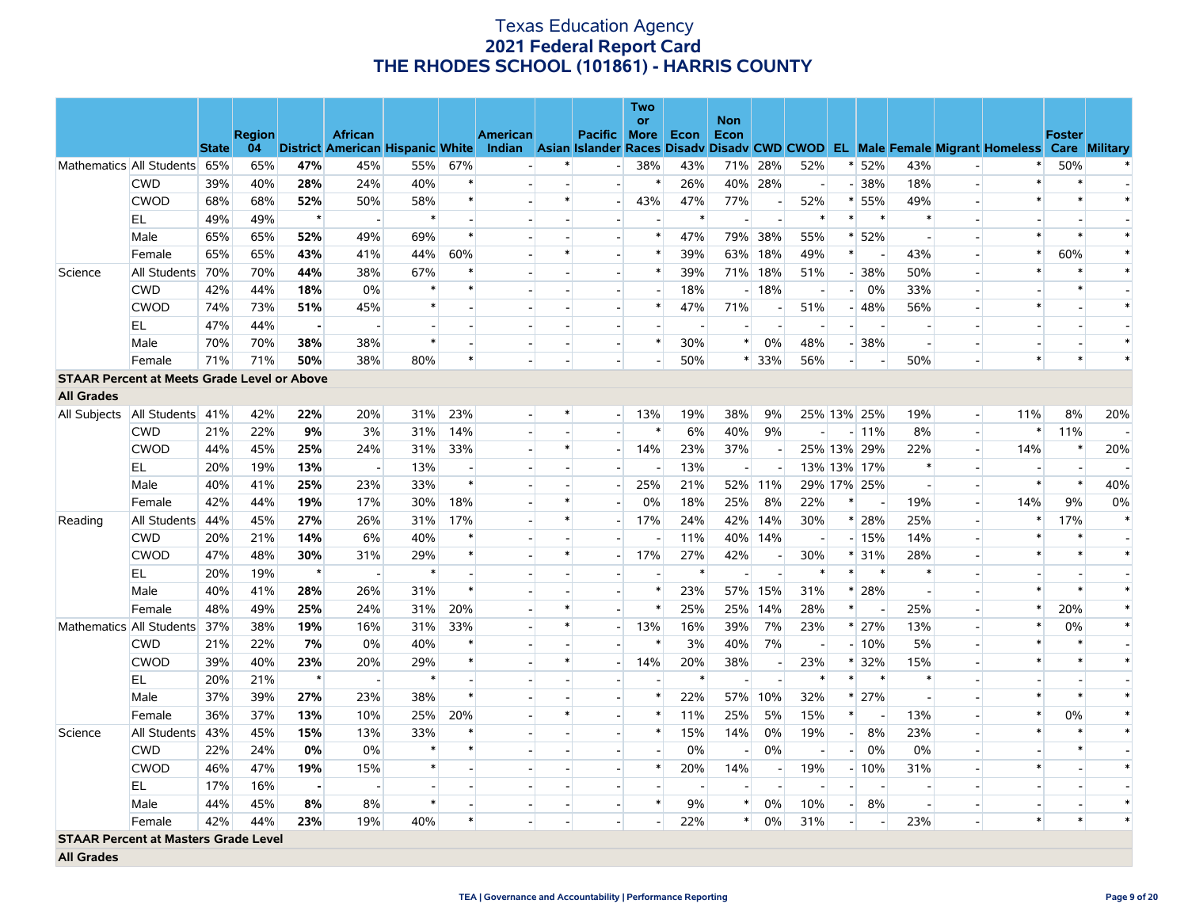# Texas Education Agency
## 2021 Federal Report Card
## THE RHODES SCHOOL (101861) - HARRIS COUNTY

| | | State | Region 04 | District | African American | Hispanic | White | American Indian | Asian | Pacific Islander | Two or More Races | Econ Disadv | Non Econ Disadv | CWD | CWOD | EL | Male | Female | Migrant | Homeless | Foster Care | Military |
|---|---|---|---|---|---|---|---|---|---|---|---|---|---|---|---|---|---|---|---|---|---|---|
| Mathematics | All Students | 65% | 65% | **47%** | 45% | 55% | 67% | - | * | - | 38% | 43% | 71% | 28% | 52% | * | 52% | 43% | - | * | 50% | * |
| | CWD | 39% | 40% | **28%** | 24% | 40% | * | - | - | - | * | 26% | 40% | 28% | - | - | 38% | 18% | - | * | * | - |
| | CWOD | 68% | 68% | **52%** | 50% | 58% | * | - | * | - | 43% | 47% | 77% | - | 52% | * | 55% | 49% | - | * | * | * |
| | EL | 49% | 49% | * | - | * | - | - | - | - | - | * | - | - | * | * | * | * | - | - | - | - |
| | Male | 65% | 65% | **52%** | 49% | 69% | * | - | - | - | * | 47% | 79% | 38% | 55% | * | 52% | - | - | * | * | * |
| | Female | 65% | 65% | **43%** | 41% | 44% | 60% | - | * | - | * | 39% | 63% | 18% | 49% | * | - | 43% | - | * | 60% | * |
| Science | All Students | 70% | 70% | **44%** | 38% | 67% | * | - | - | - | * | 39% | 71% | 18% | 51% | - | 38% | 50% | - | * | * | * |
| | CWD | 42% | 44% | **18%** | 0% | * | * | - | - | - | - | 18% | - | 18% | - | - | 0% | 33% | - | - | * | - |
| | CWOD | 74% | 73% | **51%** | 45% | * | - | - | - | - | * | 47% | 71% | - | 51% | - | 48% | 56% | - | * | - | * |
| | EL | 47% | 44% | **-** | - | - | - | - | - | - | - | - | - | - | - | - | - | - | - | - | - | - |
| | Male | 70% | 70% | **38%** | 38% | * | - | - | - | - | * | 30% | * | 0% | 48% | - | 38% | - | - | - | - | * |
| | Female | 71% | 71% | **50%** | 38% | 80% | * | - | - | - | - | 50% | * | 33% | 56% | - | - | 50% | - | * | * | * |
| **STAAR Percent at Meets Grade Level or Above** | | | | | | | | | | | | | | | | | | | | | | |
| **All Grades** | | | | | | | | | | | | | | | | | | | | | | |
| All Subjects | All Students | 41% | 42% | **22%** | 20% | 31% | 23% | - | * | - | 13% | 19% | 38% | 9% | 25% | 13% | 25% | 19% | - | 11% | 8% | 20% |
| | CWD | 21% | 22% | **9%** | 3% | 31% | 14% | - | - | - | * | 6% | 40% | 9% | - | - | 11% | 8% | - | * | 11% | - |
| | CWOD | 44% | 45% | **25%** | 24% | 31% | 33% | - | * | - | 14% | 23% | 37% | - | 25% | 13% | 29% | 22% | - | 14% | * | 20% |
| | EL | 20% | 19% | **13%** | - | 13% | - | - | - | - | - | 13% | - | - | 13% | 13% | 17% | * | - | - | - | - |
| | Male | 40% | 41% | **25%** | 23% | 33% | * | - | - | - | 25% | 21% | 52% | 11% | 29% | 17% | 25% | - | - | * | * | 40% |
| | Female | 42% | 44% | **19%** | 17% | 30% | 18% | - | * | - | 0% | 18% | 25% | 8% | 22% | * | - | 19% | - | 14% | 9% | 0% |
| Reading | All Students | 44% | 45% | **27%** | 26% | 31% | 17% | - | * | - | 17% | 24% | 42% | 14% | 30% | * | 28% | 25% | - | * | 17% | * |
| | CWD | 20% | 21% | **14%** | 6% | 40% | * | - | - | - | - | 11% | 40% | 14% | - | - | 15% | 14% | - | * | * | - |
| | CWOD | 47% | 48% | **30%** | 31% | 29% | * | - | * | - | 17% | 27% | 42% | - | 30% | * | 31% | 28% | - | * | * | * |
| | EL | 20% | 19% | * | - | * | - | - | - | - | - | * | - | - | * | * | * | * | - | - | - | - |
| | Male | 40% | 41% | **28%** | 26% | 31% | * | - | - | - | * | 23% | 57% | 15% | 31% | * | 28% | - | - | * | * | * |
| | Female | 48% | 49% | **25%** | 24% | 31% | 20% | - | * | - | * | 25% | 25% | 14% | 28% | * | - | 25% | - | * | 20% | * |
| Mathematics | All Students | 37% | 38% | **19%** | 16% | 31% | 33% | - | * | - | 13% | 16% | 39% | 7% | 23% | * | 27% | 13% | - | * | 0% | * |
| | CWD | 21% | 22% | **7%** | 0% | 40% | * | - | - | - | * | 3% | 40% | 7% | - | - | 10% | 5% | - | * | * | - |
| | CWOD | 39% | 40% | **23%** | 20% | 29% | * | - | * | - | 14% | 20% | 38% | - | 23% | * | 32% | 15% | - | * | * | * |
| | EL | 20% | 21% | * | - | * | - | - | - | - | - | * | - | - | * | * | * | * | - | - | - | - |
| | Male | 37% | 39% | **27%** | 23% | 38% | * | - | - | - | * | 22% | 57% | 10% | 32% | * | 27% | - | - | * | * | * |
| | Female | 36% | 37% | **13%** | 10% | 25% | 20% | - | * | - | * | 11% | 25% | 5% | 15% | * | - | 13% | - | * | 0% | * |
| Science | All Students | 43% | 45% | **15%** | 13% | 33% | * | - | - | - | * | 15% | 14% | 0% | 19% | - | 8% | 23% | - | * | * | * |
| | CWD | 22% | 24% | **0%** | 0% | * | * | - | - | - | - | 0% | - | 0% | - | - | 0% | 0% | - | - | * | - |
| | CWOD | 46% | 47% | **19%** | 15% | * | - | - | - | - | * | 20% | 14% | - | 19% | - | 10% | 31% | - | * | - | * |
| | EL | 17% | 16% | **-** | - | - | - | - | - | - | - | - | - | - | - | - | - | - | - | - | - | - |
| | Male | 44% | 45% | **8%** | 8% | * | - | - | - | - | * | 9% | * | 0% | 10% | - | 8% | - | - | - | - | * |
| | Female | 42% | 44% | **23%** | 19% | 40% | * | - | - | - | - | 22% | * | 0% | 31% | - | - | 23% | - | * | * | * |
| **STAAR Percent at Masters Grade Level** | | | | | | | | | | | | | | | | | | | | | | |
| **All Grades** | | | | | | | | | | | | | | | | | | | | | | |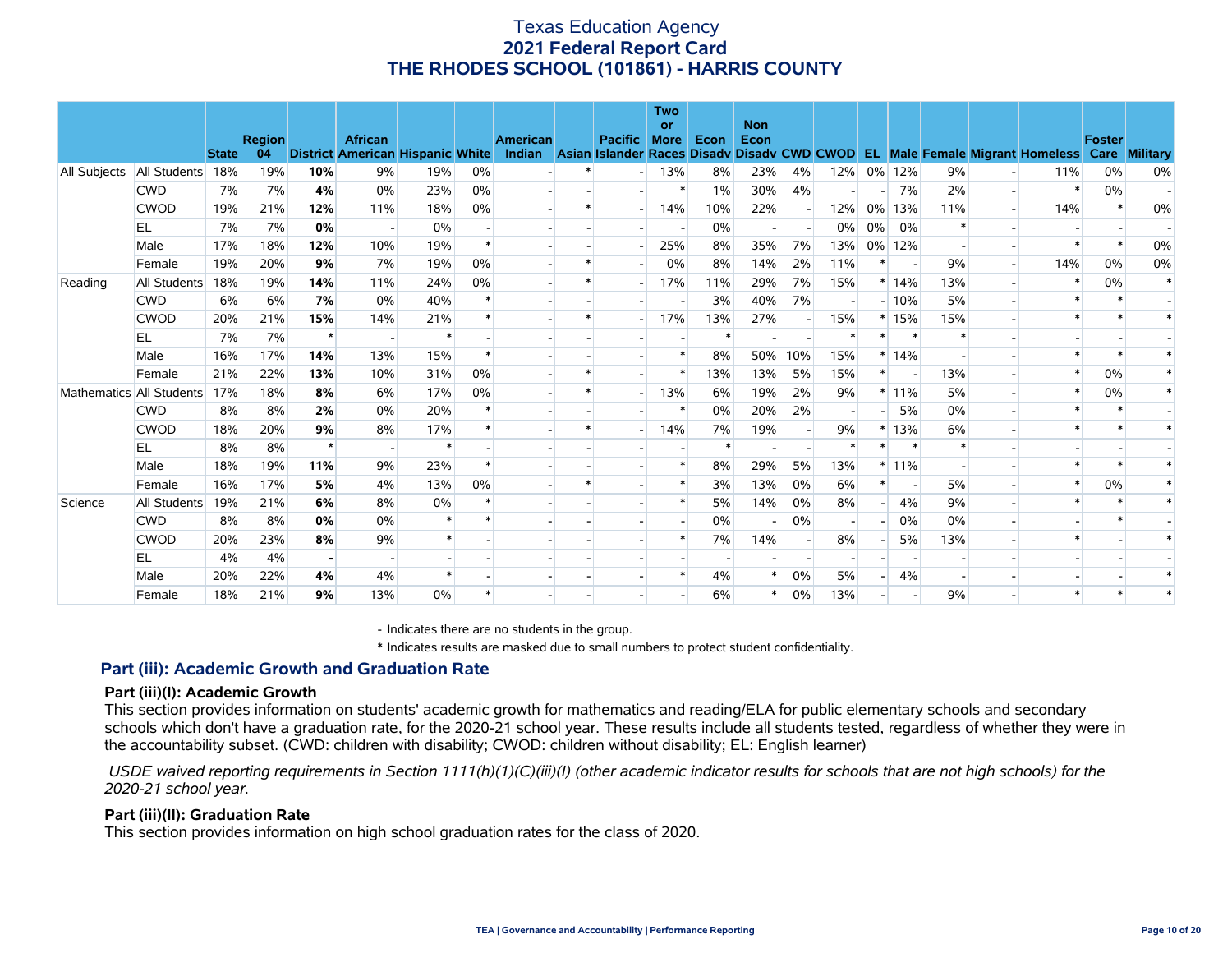# Texas Education Agency
## 2021 Federal Report Card
## THE RHODES SCHOOL (101861) - HARRIS COUNTY

| | | State | Region 04 | District | African American | Hispanic | White | American Indian | Asian | Pacific Islander | Two or More Races | Econ Disadv | Non Econ Disadv | CWD | CWOD | EL | Male | Female | Migrant | Homeless | Foster Care | Military |
|---|---|---|---|---|---|---|---|---|---|---|---|---|---|---|---|---|---|---|---|---|---|---|
| All Subjects | All Students | 18% | 19% | **10%** | 9% | 19% | 0% | - | * | - | 13% | 8% | 23% | 4% | 12% | 0% | 12% | 9% | - | 11% | 0% | 0% |
| | CWD | 7% | 7% | **4%** | 0% | 23% | 0% | - | - | - | * | 1% | 30% | 4% | - | - | 7% | 2% | - | * | 0% | - |
| | CWOD | 19% | 21% | **12%** | 11% | 18% | 0% | - | * | - | 14% | 10% | 22% | - | 12% | 0% | 13% | 11% | - | 14% | * | 0% |
| | EL | 7% | 7% | **0%** | - | 0% | - | - | - | - | - | 0% | - | - | 0% | 0% | 0% | * | - | - | - | - |
| | Male | 17% | 18% | **12%** | 10% | 19% | * | - | - | - | 25% | 8% | 35% | 7% | 13% | 0% | 12% | - | - | * | * | 0% |
| | Female | 19% | 20% | **9%** | 7% | 19% | 0% | - | * | - | 0% | 8% | 14% | 2% | 11% | * | - | 9% | - | 14% | 0% | 0% |
| Reading | All Students | 18% | 19% | **14%** | 11% | 24% | 0% | - | * | - | 17% | 11% | 29% | 7% | 15% | * | 14% | 13% | - | * | 0% | * |
| | CWD | 6% | 6% | **7%** | 0% | 40% | * | - | - | - | - | 3% | 40% | 7% | - | - | 10% | 5% | - | * | * | - |
| | CWOD | 20% | 21% | **15%** | 14% | 21% | * | - | * | - | 17% | 13% | 27% | - | 15% | * | 15% | 15% | - | * | * | * |
| | EL | 7% | 7% | ***** | - | * | - | - | - | - | - | * | - | - | * | * | * | * | - | - | - | - |
| | Male | 16% | 17% | **14%** | 13% | 15% | * | - | - | - | * | 8% | 50% | 10% | 15% | * | 14% | - | - | * | * | * |
| | Female | 21% | 22% | **13%** | 10% | 31% | 0% | - | * | - | * | 13% | 13% | 5% | 15% | * | - | 13% | - | * | 0% | * |
| Mathematics | All Students | 17% | 18% | **8%** | 6% | 17% | 0% | - | * | - | 13% | 6% | 19% | 2% | 9% | * | 11% | 5% | - | * | 0% | * |
| | CWD | 8% | 8% | **2%** | 0% | 20% | * | - | - | - | * | 0% | 20% | 2% | - | - | 5% | 0% | - | * | * | - |
| | CWOD | 18% | 20% | **9%** | 8% | 17% | * | - | * | - | 14% | 7% | 19% | - | 9% | * | 13% | 6% | - | * | * | * |
| | EL | 8% | 8% | ***** | - | * | - | - | - | - | - | * | - | - | * | * | * | * | - | - | - | - |
| | Male | 18% | 19% | **11%** | 9% | 23% | * | - | - | - | * | 8% | 29% | 5% | 13% | * | 11% | - | - | * | * | * |
| | Female | 16% | 17% | **5%** | 4% | 13% | 0% | - | * | - | * | 3% | 13% | 0% | 6% | * | - | 5% | - | * | 0% | * |
| Science | All Students | 19% | 21% | **6%** | 8% | 0% | * | - | - | - | * | 5% | 14% | 0% | 8% | - | 4% | 9% | - | * | * | * |
| | CWD | 8% | 8% | **0%** | 0% | * | * | - | - | - | - | 0% | - | 0% | - | - | 0% | 0% | - | - | * | - |
| | CWOD | 20% | 23% | **8%** | 9% | * | - | - | - | - | * | 7% | 14% | - | 8% | - | 5% | 13% | - | * | - | * |
| | EL | 4% | 4% | **-** | - | - | - | - | - | - | - | - | - | - | - | - | - | - | - | - | - | - |
| | Male | 20% | 22% | **4%** | 4% | * | - | - | - | - | * | 4% | * | 0% | 5% | - | 4% | - | - | - | - | * |
| | Female | 18% | 21% | **9%** | 13% | 0% | * | - | - | - | - | 6% | * | 0% | 13% | - | - | 9% | - | * | * | * |

- Indicates there are no students in the group.

\* Indicates results are masked due to small numbers to protect student confidentiality.

## Part (iii): Academic Growth and Graduation Rate

### Part (iii)(I): Academic Growth

This section provides information on students' academic growth for mathematics and reading/ELA for public elementary schools and secondary schools which don't have a graduation rate, for the 2020-21 school year. These results include all students tested, regardless of whether they were in the accountability subset. (CWD: children with disability; CWOD: children without disability; EL: English learner)

*USDE waived reporting requirements in Section 1111(h)(1)(C)(iii)(I) (other academic indicator results for schools that are not high schools) for the 2020-21 school year.*

### Part (iii)(II): Graduation Rate

This section provides information on high school graduation rates for the class of 2020.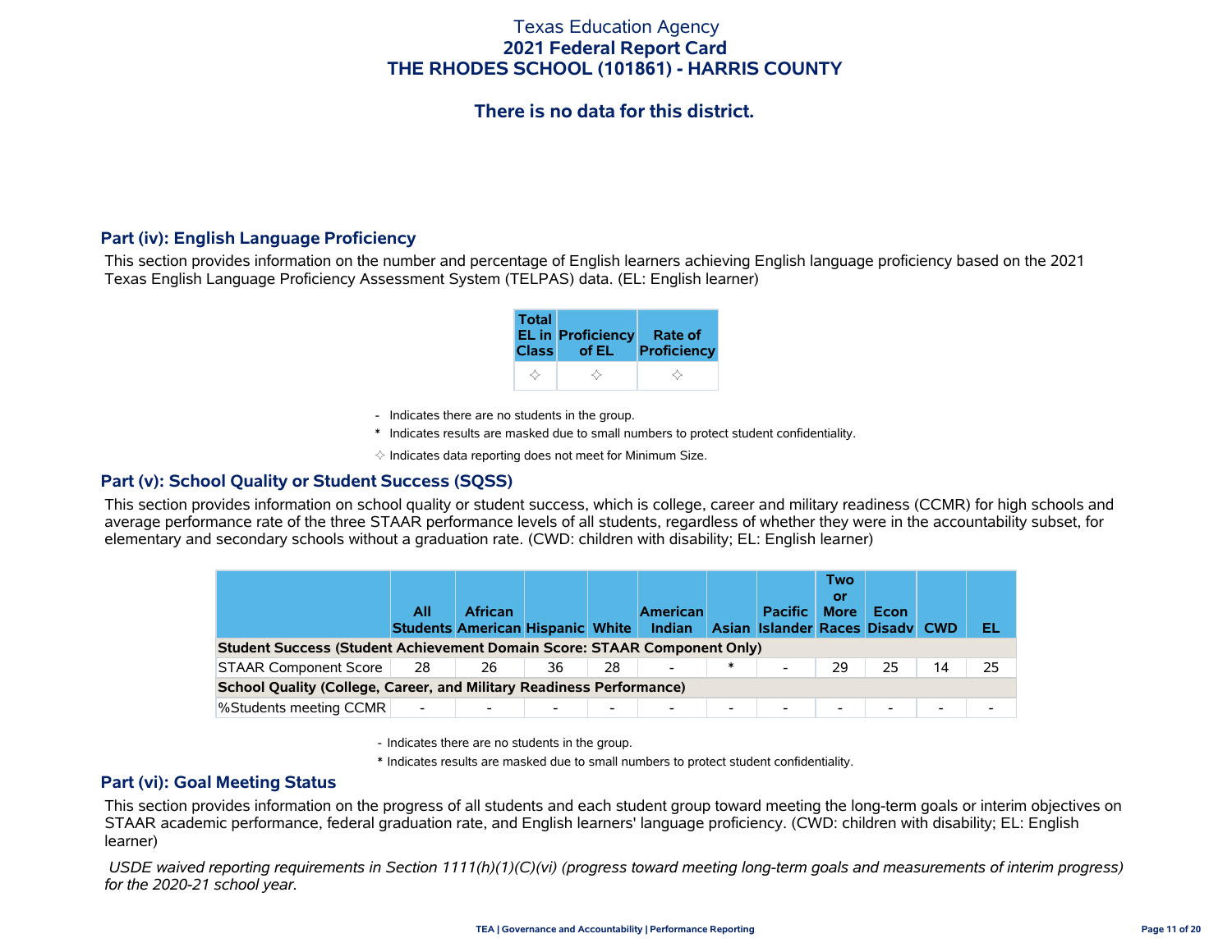Texas Education Agency
**2021 Federal Report Card**
**THE RHODES SCHOOL (101861) - HARRIS COUNTY**

## There is no data for this district.

### Part (iv): English Language Proficiency

This section provides information on the number and percentage of English learners achieving English language proficiency based on the 2021 Texas English Language Proficiency Assessment System (TELPAS) data. (EL: English learner)

| Total EL in Class | Proficiency of EL | Rate of Proficiency |
|---|---|---|
| ✧ | ✧ | ✧ |

- Indicates there are no students in the group.

\* Indicates results are masked due to small numbers to protect student confidentiality.

✧ Indicates data reporting does not meet for Minimum Size.

### Part (v): School Quality or Student Success (SQSS)

This section provides information on school quality or student success, which is college, career and military readiness (CCMR) for high schools and average performance rate of the three STAAR performance levels of all students, regardless of whether they were in the accountability subset, for elementary and secondary schools without a graduation rate. (CWD: children with disability; EL: English learner)

| | All Students | African American | Hispanic | White | American Indian | Asian | Pacific Islander | Two or More Races | Econ Disadv | CWD | EL |
|---|---|---|---|---|---|---|---|---|---|---|---|
| **Student Success (Student Achievement Domain Score: STAAR Component Only)** | | | | | | | | | | | |
| STAAR Component Score | 28 | 26 | 36 | 28 | - | * | - | 29 | 25 | 14 | 25 |
| **School Quality (College, Career, and Military Readiness Performance)** | | | | | | | | | | | |
| %Students meeting CCMR | - | - | - | - | - | - | - | - | - | - | - |

- Indicates there are no students in the group.

\* Indicates results are masked due to small numbers to protect student confidentiality.

### Part (vi): Goal Meeting Status

This section provides information on the progress of all students and each student group toward meeting the long-term goals or interim objectives on STAAR academic performance, federal graduation rate, and English learners' language proficiency. (CWD: children with disability; EL: English learner)

*USDE waived reporting requirements in Section 1111(h)(1)(C)(vi) (progress toward meeting long-term goals and measurements of interim progress) for the 2020-21 school year.*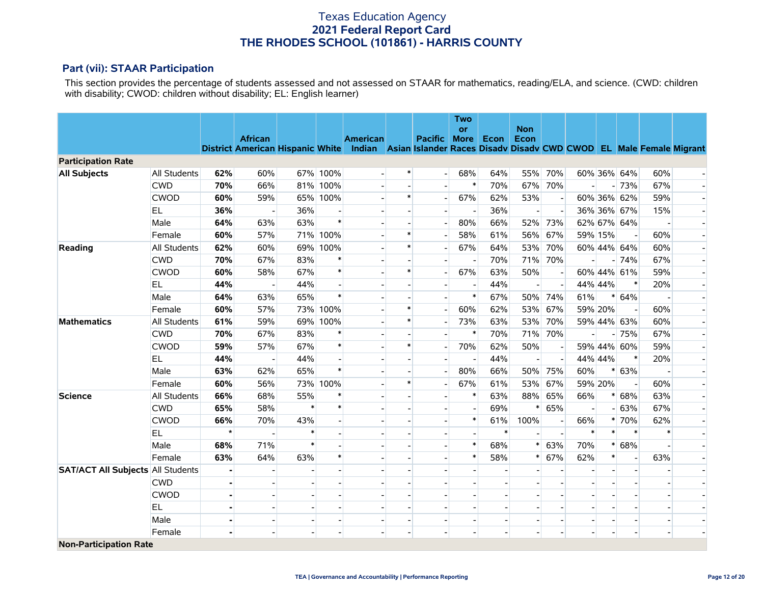# Texas Education Agency
## 2021 Federal Report Card
## THE RHODES SCHOOL (101861) - HARRIS COUNTY

### Part (vii): STAAR Participation

This section provides the percentage of students assessed and not assessed on STAAR for mathematics, reading/ELA, and science. (CWD: children with disability; CWOD: children without disability; EL: English learner)

| | | District | African American | Hispanic | White | American Indian | Asian | Pacific Islander | Two or More Races | Econ Disadv | Non Econ Disadv | CWD | CWOD | EL | Male | Female | Migrant |
|---|---|---|---|---|---|---|---|---|---|---|---|---|---|---|---|---|---|
| **Participation Rate** | | | | | | | | | | | | | | | | | |
| **All Subjects** | All Students | **62%** | 60% | 67% | 100% | - | * | - | 68% | 64% | 55% | 70% | 60% | 36% | 64% | 60% | - |
| | CWD | **70%** | 66% | 81% | 100% | - | - | - | * | 70% | 67% | 70% | - | - | 73% | 67% | - |
| | CWOD | **60%** | 59% | 65% | 100% | - | * | - | 67% | 62% | 53% | - | 60% | 36% | 62% | 59% | - |
| | EL | **36%** | - | 36% | - | - | - | - | - | 36% | - | - | 36% | 36% | 67% | 15% | - |
| | Male | **64%** | 63% | 63% | * | - | - | - | 80% | 66% | 52% | 73% | 62% | 67% | 64% | - | - |
| | Female | **60%** | 57% | 71% | 100% | - | * | - | 58% | 61% | 56% | 67% | 59% | 15% | - | 60% | - |
| **Reading** | All Students | **62%** | 60% | 69% | 100% | - | * | - | 67% | 64% | 53% | 70% | 60% | 44% | 64% | 60% | - |
| | CWD | **70%** | 67% | 83% | * | - | - | - | - | 70% | 71% | 70% | - | - | 74% | 67% | - |
| | CWOD | **60%** | 58% | 67% | * | - | * | - | 67% | 63% | 50% | - | 60% | 44% | 61% | 59% | - |
| | EL | **44%** | - | 44% | - | - | - | - | - | 44% | - | - | 44% | 44% | * | 20% | - |
| | Male | **64%** | 63% | 65% | * | - | - | - | * | 67% | 50% | 74% | 61% | * | 64% | - | - |
| | Female | **60%** | 57% | 73% | 100% | - | * | - | 60% | 62% | 53% | 67% | 59% | 20% | - | 60% | - |
| **Mathematics** | All Students | **61%** | 59% | 69% | 100% | - | * | - | 73% | 63% | 53% | 70% | 59% | 44% | 63% | 60% | - |
| | CWD | **70%** | 67% | 83% | * | - | - | - | * | 70% | 71% | 70% | - | - | 75% | 67% | - |
| | CWOD | **59%** | 57% | 67% | * | - | * | - | 70% | 62% | 50% | - | 59% | 44% | 60% | 59% | - |
| | EL | **44%** | - | 44% | - | - | - | - | - | 44% | - | - | 44% | 44% | * | 20% | - |
| | Male | **63%** | 62% | 65% | * | - | - | - | 80% | 66% | 50% | 75% | 60% | * | 63% | - | - |
| | Female | **60%** | 56% | 73% | 100% | - | * | - | 67% | 61% | 53% | 67% | 59% | 20% | - | 60% | - |
| **Science** | All Students | **66%** | 68% | 55% | * | - | - | - | * | 63% | 88% | 65% | 66% | * | 68% | 63% | - |
| | CWD | **65%** | 58% | * | * | - | - | - | - | 69% | * | 65% | - | - | 63% | 67% | - |
| | CWOD | **66%** | 70% | 43% | - | - | - | - | * | 61% | 100% | - | 66% | * | 70% | 62% | - |
| | EL | * | - | * | - | - | - | - | - | * | - | - | * | * | * | * | - |
| | Male | **68%** | 71% | * | - | - | - | - | * | 68% | * | 63% | 70% | * | 68% | - | - |
| | Female | **63%** | 64% | 63% | * | - | - | - | * | 58% | * | 67% | 62% | * | - | 63% | - |
| **SAT/ACT All Subjects** | All Students | **-** | - | - | - | - | - | - | - | - | - | - | - | - | - | - | - |
| | CWD | **-** | - | - | - | - | - | - | - | - | - | - | - | - | - | - | - |
| | CWOD | **-** | - | - | - | - | - | - | - | - | - | - | - | - | - | - | - |
| | EL | **-** | - | - | - | - | - | - | - | - | - | - | - | - | - | - | - |
| | Male | **-** | - | - | - | - | - | - | - | - | - | - | - | - | - | - | - |
| | Female | **-** | - | - | - | - | - | - | - | - | - | - | - | - | - | - | - |
| **Non-Participation Rate** | | | | | | | | | | | | | | | | | |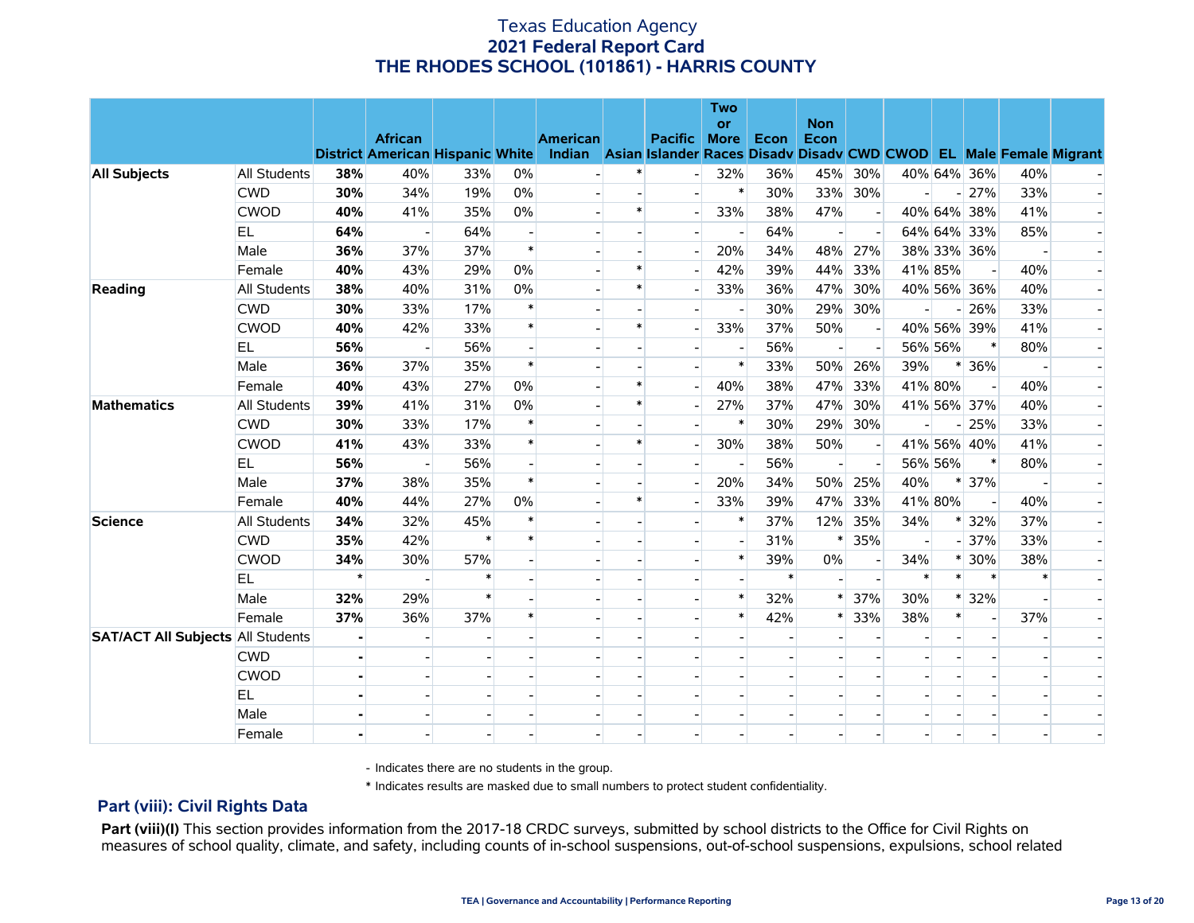# Texas Education Agency
## 2021 Federal Report Card
## THE RHODES SCHOOL (101861) - HARRIS COUNTY

| | | District | African American | Hispanic | White | American Indian | Asian | Pacific Islander | Two or More Races | Econ Disadv | Non Econ Disadv | CWD | CWOD | EL | Male | Female | Migrant |
|---|---|---|---|---|---|---|---|---|---|---|---|---|---|---|---|---|---|
| **All Subjects** | All Students | **38%** | 40% | 33% | 0% | - | * | - | 32% | 36% | 45% | 30% | 40% | 64% | 36% | 40% | - |
| | CWD | **30%** | 34% | 19% | 0% | - | - | - | * | 30% | 33% | 30% | - | - | 27% | 33% | - |
| | CWOD | **40%** | 41% | 35% | 0% | - | * | - | 33% | 38% | 47% | - | 40% | 64% | 38% | 41% | - |
| | EL | **64%** | - | 64% | - | - | - | - | - | 64% | - | - | 64% | 64% | 33% | 85% | - |
| | Male | **36%** | 37% | 37% | * | - | - | - | 20% | 34% | 48% | 27% | 38% | 33% | 36% | - | - |
| | Female | **40%** | 43% | 29% | 0% | - | * | - | 42% | 39% | 44% | 33% | 41% | 85% | - | 40% | - |
| **Reading** | All Students | **38%** | 40% | 31% | 0% | - | * | - | 33% | 36% | 47% | 30% | 40% | 56% | 36% | 40% | - |
| | CWD | **30%** | 33% | 17% | * | - | - | - | - | 30% | 29% | 30% | - | - | 26% | 33% | - |
| | CWOD | **40%** | 42% | 33% | * | - | * | - | 33% | 37% | 50% | - | 40% | 56% | 39% | 41% | - |
| | EL | **56%** | - | 56% | - | - | - | - | - | 56% | - | - | 56% | 56% | * | 80% | - |
| | Male | **36%** | 37% | 35% | * | - | - | - | * | 33% | 50% | 26% | 39% | * | 36% | - | - |
| | Female | **40%** | 43% | 27% | 0% | - | * | - | 40% | 38% | 47% | 33% | 41% | 80% | - | 40% | - |
| **Mathematics** | All Students | **39%** | 41% | 31% | 0% | - | * | - | 27% | 37% | 47% | 30% | 41% | 56% | 37% | 40% | - |
| | CWD | **30%** | 33% | 17% | * | - | - | - | * | 30% | 29% | 30% | - | - | 25% | 33% | - |
| | CWOD | **41%** | 43% | 33% | * | - | * | - | 30% | 38% | 50% | - | 41% | 56% | 40% | 41% | - |
| | EL | **56%** | - | 56% | - | - | - | - | - | 56% | - | - | 56% | 56% | * | 80% | - |
| | Male | **37%** | 38% | 35% | * | - | - | - | 20% | 34% | 50% | 25% | 40% | * | 37% | - | - |
| | Female | **40%** | 44% | 27% | 0% | - | * | - | 33% | 39% | 47% | 33% | 41% | 80% | - | 40% | - |
| **Science** | All Students | **34%** | 32% | 45% | * | - | - | - | * | 37% | 12% | 35% | 34% | * | 32% | 37% | - |
| | CWD | **35%** | 42% | * | * | - | - | - | - | 31% | * | 35% | - | - | 37% | 33% | - |
| | CWOD | **34%** | 30% | 57% | - | - | - | - | * | 39% | 0% | - | 34% | * | 30% | 38% | - |
| | EL | * | - | * | - | - | - | - | - | * | - | - | * | * | * | * | - |
| | Male | **32%** | 29% | * | - | - | - | - | * | 32% | * | 37% | 30% | * | 32% | - | - |
| | Female | **37%** | 36% | 37% | * | - | - | - | * | 42% | * | 33% | 38% | * | - | 37% | - |
| **SAT/ACT All Subjects** | All Students | **-** | - | - | - | - | - | - | - | - | - | - | - | - | - | - | - |
| | CWD | **-** | - | - | - | - | - | - | - | - | - | - | - | - | - | - | - |
| | CWOD | **-** | - | - | - | - | - | - | - | - | - | - | - | - | - | - | - |
| | EL | **-** | - | - | - | - | - | - | - | - | - | - | - | - | - | - | - |
| | Male | **-** | - | - | - | - | - | - | - | - | - | - | - | - | - | - | - |
| | Female | **-** | - | - | - | - | - | - | - | - | - | - | - | - | - | - | - |

\- Indicates there are no students in the group.

\* Indicates results are masked due to small numbers to protect student confidentiality.

## Part (viii): Civil Rights Data

**Part (viii)(I)** This section provides information from the 2017-18 CRDC surveys, submitted by school districts to the Office for Civil Rights on measures of school quality, climate, and safety, including counts of in-school suspensions, out-of-school suspensions, expulsions, school related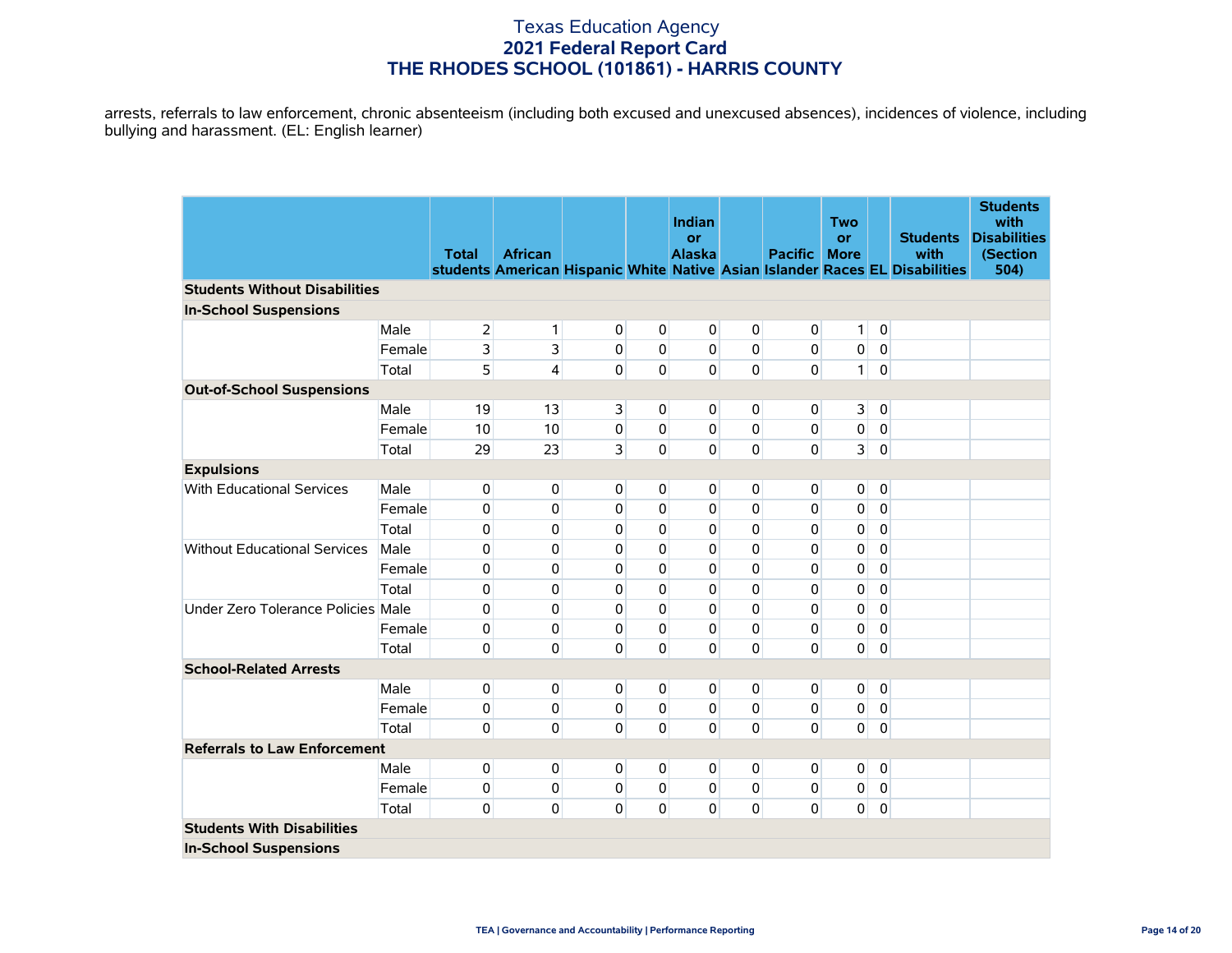arrests, referrals to law enforcement, chronic absenteeism (including both excused and unexcused absences), incidences of violence, including bullying and harassment. (EL: English learner)

| | | Total students | African American | Hispanic | White | Indian or Alaska Native | Asian | Pacific Islander | Two or More Races | EL | Students with Disabilities | Students with Disabilities (Section 504) |
|---|---|---|---|---|---|---|---|---|---|---|---|---|
| **Students Without Disabilities** | | | | | | | | | | | | |
| **In-School Suspensions** | | | | | | | | | | | | |
| | Male | 2 | 1 | 0 | 0 | 0 | 0 | 0 | 1 | 0 | | |
| | Female | 3 | 3 | 0 | 0 | 0 | 0 | 0 | 0 | 0 | | |
| | Total | 5 | 4 | 0 | 0 | 0 | 0 | 0 | 1 | 0 | | |
| **Out-of-School Suspensions** | | | | | | | | | | | | |
| | Male | 19 | 13 | 3 | 0 | 0 | 0 | 0 | 3 | 0 | | |
| | Female | 10 | 10 | 0 | 0 | 0 | 0 | 0 | 0 | 0 | | |
| | Total | 29 | 23 | 3 | 0 | 0 | 0 | 0 | 3 | 0 | | |
| **Expulsions** | | | | | | | | | | | | |
| With Educational Services | Male | 0 | 0 | 0 | 0 | 0 | 0 | 0 | 0 | 0 | | |
| | Female | 0 | 0 | 0 | 0 | 0 | 0 | 0 | 0 | 0 | | |
| | Total | 0 | 0 | 0 | 0 | 0 | 0 | 0 | 0 | 0 | | |
| Without Educational Services | Male | 0 | 0 | 0 | 0 | 0 | 0 | 0 | 0 | 0 | | |
| | Female | 0 | 0 | 0 | 0 | 0 | 0 | 0 | 0 | 0 | | |
| | Total | 0 | 0 | 0 | 0 | 0 | 0 | 0 | 0 | 0 | | |
| Under Zero Tolerance Policies | Male | 0 | 0 | 0 | 0 | 0 | 0 | 0 | 0 | 0 | | |
| | Female | 0 | 0 | 0 | 0 | 0 | 0 | 0 | 0 | 0 | | |
| | Total | 0 | 0 | 0 | 0 | 0 | 0 | 0 | 0 | 0 | | |
| **School-Related Arrests** | | | | | | | | | | | | |
| | Male | 0 | 0 | 0 | 0 | 0 | 0 | 0 | 0 | 0 | | |
| | Female | 0 | 0 | 0 | 0 | 0 | 0 | 0 | 0 | 0 | | |
| | Total | 0 | 0 | 0 | 0 | 0 | 0 | 0 | 0 | 0 | | |
| **Referrals to Law Enforcement** | | | | | | | | | | | | |
| | Male | 0 | 0 | 0 | 0 | 0 | 0 | 0 | 0 | 0 | | |
| | Female | 0 | 0 | 0 | 0 | 0 | 0 | 0 | 0 | 0 | | |
| | Total | 0 | 0 | 0 | 0 | 0 | 0 | 0 | 0 | 0 | | |
| **Students With Disabilities** | | | | | | | | | | | | |
| **In-School Suspensions** | | | | | | | | | | | | |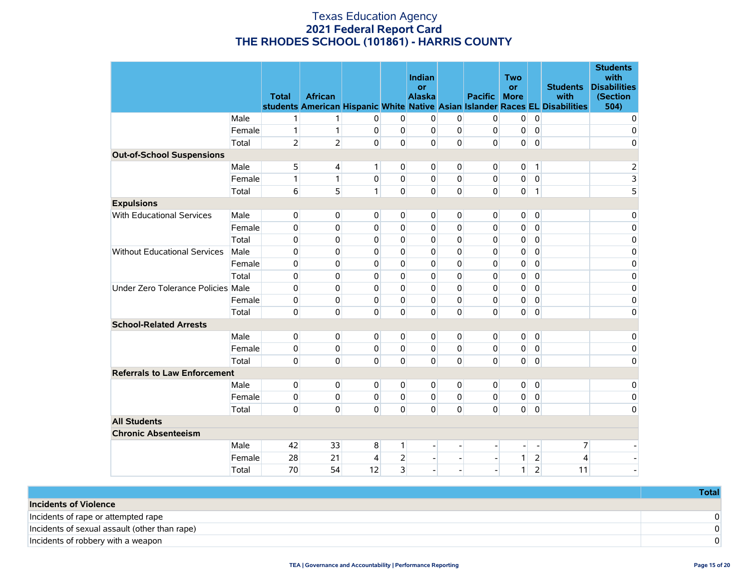# Texas Education Agency
## 2021 Federal Report Card
## THE RHODES SCHOOL (101861) - HARRIS COUNTY

| | | Total students | African American | Hispanic | White | Indian or Alaska Native | Asian | Pacific Islander | Two or More Races | EL | Students with Disabilities | Students with Disabilities (Section 504) |
|---|---|---|---|---|---|---|---|---|---|---|---|---|
| | Male | 1 | 1 | 0 | 0 | 0 | 0 | 0 | 0 | 0 | | 0 |
| | Female | 1 | 1 | 0 | 0 | 0 | 0 | 0 | 0 | 0 | | 0 |
| | Total | 2 | 2 | 0 | 0 | 0 | 0 | 0 | 0 | 0 | | 0 |
| **Out-of-School Suspensions** | | | | | | | | | | | | |
| | Male | 5 | 4 | 1 | 0 | 0 | 0 | 0 | 0 | 1 | | 2 |
| | Female | 1 | 1 | 0 | 0 | 0 | 0 | 0 | 0 | 0 | | 3 |
| | Total | 6 | 5 | 1 | 0 | 0 | 0 | 0 | 0 | 1 | | 5 |
| **Expulsions** | | | | | | | | | | | | |
| With Educational Services | Male | 0 | 0 | 0 | 0 | 0 | 0 | 0 | 0 | 0 | | 0 |
| | Female | 0 | 0 | 0 | 0 | 0 | 0 | 0 | 0 | 0 | | 0 |
| | Total | 0 | 0 | 0 | 0 | 0 | 0 | 0 | 0 | 0 | | 0 |
| Without Educational Services | Male | 0 | 0 | 0 | 0 | 0 | 0 | 0 | 0 | 0 | | 0 |
| | Female | 0 | 0 | 0 | 0 | 0 | 0 | 0 | 0 | 0 | | 0 |
| | Total | 0 | 0 | 0 | 0 | 0 | 0 | 0 | 0 | 0 | | 0 |
| Under Zero Tolerance Policies | Male | 0 | 0 | 0 | 0 | 0 | 0 | 0 | 0 | 0 | | 0 |
| | Female | 0 | 0 | 0 | 0 | 0 | 0 | 0 | 0 | 0 | | 0 |
| | Total | 0 | 0 | 0 | 0 | 0 | 0 | 0 | 0 | 0 | | 0 |
| **School-Related Arrests** | | | | | | | | | | | | |
| | Male | 0 | 0 | 0 | 0 | 0 | 0 | 0 | 0 | 0 | | 0 |
| | Female | 0 | 0 | 0 | 0 | 0 | 0 | 0 | 0 | 0 | | 0 |
| | Total | 0 | 0 | 0 | 0 | 0 | 0 | 0 | 0 | 0 | | 0 |
| **Referrals to Law Enforcement** | | | | | | | | | | | | |
| | Male | 0 | 0 | 0 | 0 | 0 | 0 | 0 | 0 | 0 | | 0 |
| | Female | 0 | 0 | 0 | 0 | 0 | 0 | 0 | 0 | 0 | | 0 |
| | Total | 0 | 0 | 0 | 0 | 0 | 0 | 0 | 0 | 0 | | 0 |
| **All Students** | | | | | | | | | | | | |
| **Chronic Absenteeism** | | | | | | | | | | | | |
| | Male | 42 | 33 | 8 | 1 | - | - | - | - | - | 7 | - |
| | Female | 28 | 21 | 4 | 2 | - | - | - | 1 | 2 | 4 | - |
| | Total | 70 | 54 | 12 | 3 | - | - | - | 1 | 2 | 11 | - |

| | Total |
|---|---|
| **Incidents of Violence** | |
| Incidents of rape or attempted rape | 0 |
| Incidents of sexual assault (other than rape) | 0 |
| Incidents of robbery with a weapon | 0 |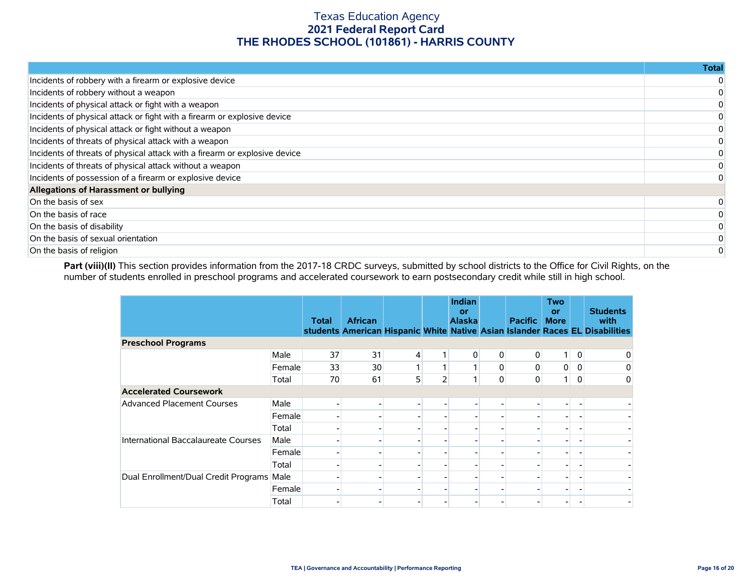# Texas Education Agency
## 2021 Federal Report Card
## THE RHODES SCHOOL (101861) - HARRIS COUNTY

| | Total |
|---|---|
| Incidents of robbery with a firearm or explosive device | 0 |
| Incidents of robbery without a weapon | 0 |
| Incidents of physical attack or fight with a weapon | 0 |
| Incidents of physical attack or fight with a firearm or explosive device | 0 |
| Incidents of physical attack or fight without a weapon | 0 |
| Incidents of threats of physical attack with a weapon | 0 |
| Incidents of threats of physical attack with a firearm or explosive device | 0 |
| Incidents of threats of physical attack without a weapon | 0 |
| Incidents of possession of a firearm or explosive device | 0 |
| **Allegations of Harassment or bullying** | |
| On the basis of sex | 0 |
| On the basis of race | 0 |
| On the basis of disability | 0 |
| On the basis of sexual orientation | 0 |
| On the basis of religion | 0 |

**Part (viii)(II)** This section provides information from the 2017-18 CRDC surveys, submitted by school districts to the Office for Civil Rights, on the number of students enrolled in preschool programs and accelerated coursework to earn postsecondary credit while still in high school.

| | | Total students | African American | Hispanic | White | Indian or Alaska Native | Asian | Pacific Islander | Two or More Races | EL | Students with Disabilities |
|---|---|---|---|---|---|---|---|---|---|---|---|
| **Preschool Programs** | | | | | | | | | | | |
| | Male | 37 | 31 | 4 | 1 | 0 | 0 | 0 | 1 | 0 | 0 |
| | Female | 33 | 30 | 1 | 1 | 1 | 0 | 0 | 0 | 0 | 0 |
| | Total | 70 | 61 | 5 | 2 | 1 | 0 | 0 | 1 | 0 | 0 |
| **Accelerated Coursework** | | | | | | | | | | | |
| Advanced Placement Courses | Male | - | - | - | - | - | - | - | - | - | - |
| | Female | - | - | - | - | - | - | - | - | - | - |
| | Total | - | - | - | - | - | - | - | - | - | - |
| International Baccalaureate Courses | Male | - | - | - | - | - | - | - | - | - | - |
| | Female | - | - | - | - | - | - | - | - | - | - |
| | Total | - | - | - | - | - | - | - | - | - | - |
| Dual Enrollment/Dual Credit Programs | Male | - | - | - | - | - | - | - | - | - | - |
| | Female | - | - | - | - | - | - | - | - | - | - |
| | Total | - | - | - | - | - | - | - | - | - | - |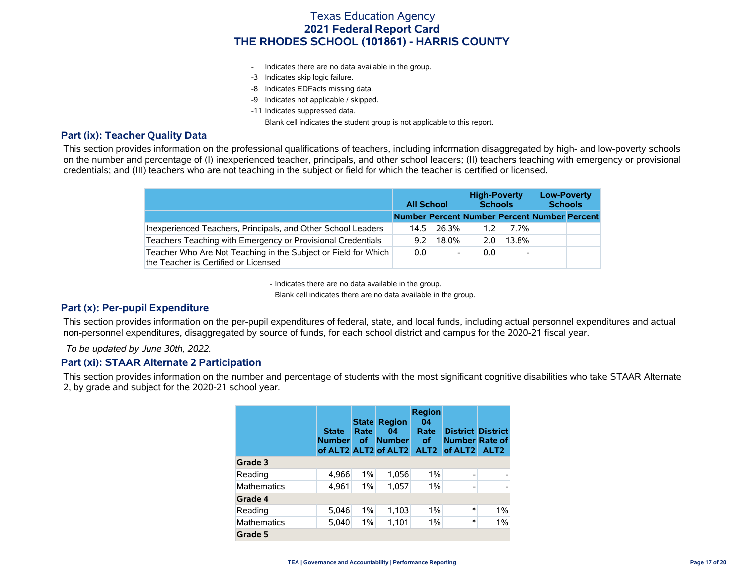# Texas Education Agency
## 2021 Federal Report Card
## THE RHODES SCHOOL (101861) - HARRIS COUNTY

- \- Indicates there are no data available in the group.
- -3 Indicates skip logic failure.
- -8 Indicates EDFacts missing data.
- -9 Indicates not applicable / skipped.
- -11 Indicates suppressed data.

Blank cell indicates the student group is not applicable to this report.

### Part (ix): Teacher Quality Data

This section provides information on the professional qualifications of teachers, including information disaggregated by high- and low-poverty schools on the number and percentage of (I) inexperienced teacher, principals, and other school leaders; (II) teachers teaching with emergency or provisional credentials; and (III) teachers who are not teaching in the subject or field for which the teacher is certified or licensed.

| | All School | | High-Poverty Schools | | Low-Poverty Schools | |
|---|---|---|---|---|---|---|
| | Number | Percent | Number | Percent | Number | Percent |
| Inexperienced Teachers, Principals, and Other School Leaders | 14.5 | 26.3% | 1.2 | 7.7% | | |
| Teachers Teaching with Emergency or Provisional Credentials | 9.2 | 18.0% | 2.0 | 13.8% | | |
| Teacher Who Are Not Teaching in the Subject or Field for Which the Teacher is Certified or Licensed | 0.0 | - | 0.0 | - | | |

\- Indicates there are no data available in the group.

Blank cell indicates there are no data available in the group.

### Part (x): Per-pupil Expenditure

This section provides information on the per-pupil expenditures of federal, state, and local funds, including actual personnel expenditures and actual non-personnel expenditures, disaggregated by source of funds, for each school district and campus for the 2020-21 fiscal year.

*To be updated by June 30th, 2022.*

### Part (xi): STAAR Alternate 2 Participation

This section provides information on the number and percentage of students with the most significant cognitive disabilities who take STAAR Alternate 2, by grade and subject for the 2020-21 school year.

| | State Number of ALT2 | State Rate of ALT2 | Region 04 Number of ALT2 | Region 04 Rate of ALT2 | District Number of ALT2 | District Rate of ALT2 |
|---|---|---|---|---|---|---|
| **Grade 3** | | | | | | |
| Reading | 4,966 | 1% | 1,056 | 1% | - | - |
| Mathematics | 4,961 | 1% | 1,057 | 1% | - | - |
| **Grade 4** | | | | | | |
| Reading | 5,046 | 1% | 1,103 | 1% | * | 1% |
| Mathematics | 5,040 | 1% | 1,101 | 1% | * | 1% |
| **Grade 5** | | | | | | |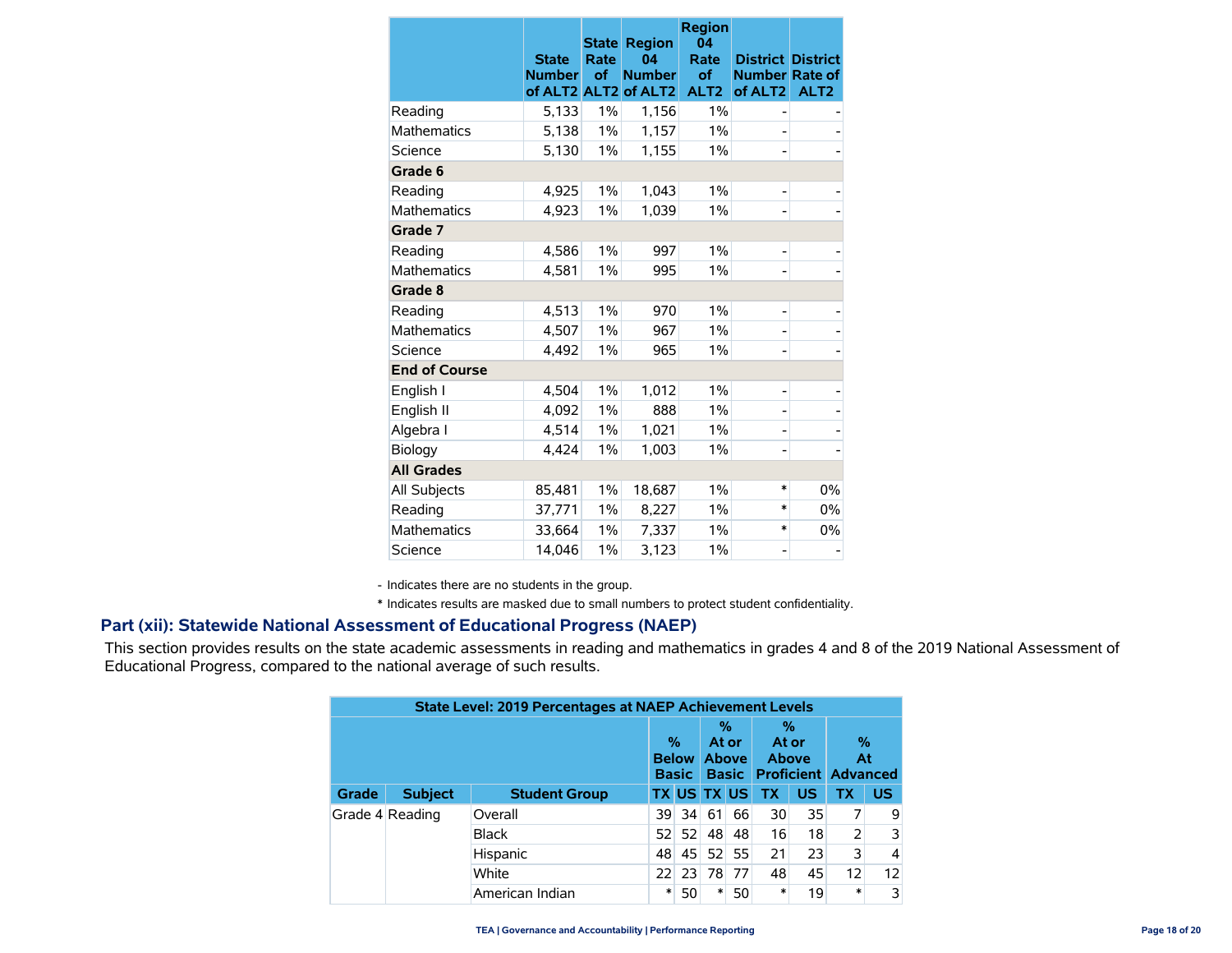| | State Number of ALT2 | State Rate of ALT2 | Region 04 Number of ALT2 | Region 04 Rate of ALT2 | District Number of ALT2 | District Rate of ALT2 |
|---|---|---|---|---|---|---|
| Reading | 5,133 | 1% | 1,156 | 1% | - | - |
| Mathematics | 5,138 | 1% | 1,157 | 1% | - | - |
| Science | 5,130 | 1% | 1,155 | 1% | - | - |
| **Grade 6** | | | | | | |
| Reading | 4,925 | 1% | 1,043 | 1% | - | - |
| Mathematics | 4,923 | 1% | 1,039 | 1% | - | - |
| **Grade 7** | | | | | | |
| Reading | 4,586 | 1% | 997 | 1% | - | - |
| Mathematics | 4,581 | 1% | 995 | 1% | - | - |
| **Grade 8** | | | | | | |
| Reading | 4,513 | 1% | 970 | 1% | - | - |
| Mathematics | 4,507 | 1% | 967 | 1% | - | - |
| Science | 4,492 | 1% | 965 | 1% | - | - |
| **End of Course** | | | | | | |
| English I | 4,504 | 1% | 1,012 | 1% | - | - |
| English II | 4,092 | 1% | 888 | 1% | - | - |
| Algebra I | 4,514 | 1% | 1,021 | 1% | - | - |
| Biology | 4,424 | 1% | 1,003 | 1% | - | - |
| **All Grades** | | | | | | |
| All Subjects | 85,481 | 1% | 18,687 | 1% | * | 0% |
| Reading | 37,771 | 1% | 8,227 | 1% | * | 0% |
| Mathematics | 33,664 | 1% | 7,337 | 1% | * | 0% |
| Science | 14,046 | 1% | 3,123 | 1% | - | - |

- Indicates there are no students in the group.

* Indicates results are masked due to small numbers to protect student confidentiality.

## Part (xii): Statewide National Assessment of Educational Progress (NAEP)

This section provides results on the state academic assessments in reading and mathematics in grades 4 and 8 of the 2019 National Assessment of Educational Progress, compared to the national average of such results.

| State Level: 2019 Percentages at NAEP Achievement Levels | | | | | | | | | | |
|---|---|---|---|---|---|---|---|---|---|---|
| | | | % Below Basic | | % At or Above Basic | | % At or Above Proficient | | % At Advanced | |
| Grade | Subject | Student Group | TX | US | TX | US | TX | US | TX | US |
| Grade 4 | Reading | Overall | 39 | 34 | 61 | 66 | 30 | 35 | 7 | 9 |
| | | Black | 52 | 52 | 48 | 48 | 16 | 18 | 2 | 3 |
| | | Hispanic | 48 | 45 | 52 | 55 | 21 | 23 | 3 | 4 |
| | | White | 22 | 23 | 78 | 77 | 48 | 45 | 12 | 12 |
| | | American Indian | * | 50 | * | 50 | * | 19 | * | 3 |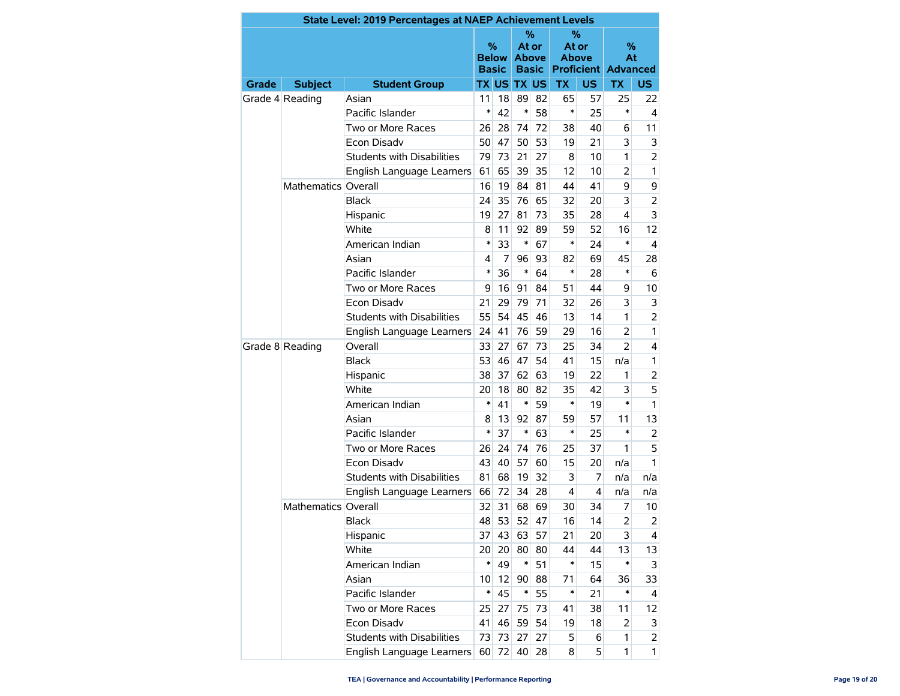| State Level: 2019 Percentages at NAEP Achievement Levels | | | | | | | | | | |
|---|---|---|---|---|---|---|---|---|---|---|
| | | | % Below Basic | | % At or Above Basic | | % At or Above Proficient | | % At Advanced | |
| Grade | Subject | Student Group | TX | US | TX | US | TX | US | TX | US |
| Grade 4 | Reading | Asian | 11 | 18 | 89 | 82 | 65 | 57 | 25 | 22 |
| | | Pacific Islander | * | 42 | * | 58 | * | 25 | * | 4 |
| | | Two or More Races | 26 | 28 | 74 | 72 | 38 | 40 | 6 | 11 |
| | | Econ Disadv | 50 | 47 | 50 | 53 | 19 | 21 | 3 | 3 |
| | | Students with Disabilities | 79 | 73 | 21 | 27 | 8 | 10 | 1 | 2 |
| | | English Language Learners | 61 | 65 | 39 | 35 | 12 | 10 | 2 | 1 |
| | Mathematics | Overall | 16 | 19 | 84 | 81 | 44 | 41 | 9 | 9 |
| | | Black | 24 | 35 | 76 | 65 | 32 | 20 | 3 | 2 |
| | | Hispanic | 19 | 27 | 81 | 73 | 35 | 28 | 4 | 3 |
| | | White | 8 | 11 | 92 | 89 | 59 | 52 | 16 | 12 |
| | | American Indian | * | 33 | * | 67 | * | 24 | * | 4 |
| | | Asian | 4 | 7 | 96 | 93 | 82 | 69 | 45 | 28 |
| | | Pacific Islander | * | 36 | * | 64 | * | 28 | * | 6 |
| | | Two or More Races | 9 | 16 | 91 | 84 | 51 | 44 | 9 | 10 |
| | | Econ Disadv | 21 | 29 | 79 | 71 | 32 | 26 | 3 | 3 |
| | | Students with Disabilities | 55 | 54 | 45 | 46 | 13 | 14 | 1 | 2 |
| | | English Language Learners | 24 | 41 | 76 | 59 | 29 | 16 | 2 | 1 |
| Grade 8 | Reading | Overall | 33 | 27 | 67 | 73 | 25 | 34 | 2 | 4 |
| | | Black | 53 | 46 | 47 | 54 | 41 | 15 | n/a | 1 |
| | | Hispanic | 38 | 37 | 62 | 63 | 19 | 22 | 1 | 2 |
| | | White | 20 | 18 | 80 | 82 | 35 | 42 | 3 | 5 |
| | | American Indian | * | 41 | * | 59 | * | 19 | * | 1 |
| | | Asian | 8 | 13 | 92 | 87 | 59 | 57 | 11 | 13 |
| | | Pacific Islander | * | 37 | * | 63 | * | 25 | * | 2 |
| | | Two or More Races | 26 | 24 | 74 | 76 | 25 | 37 | 1 | 5 |
| | | Econ Disadv | 43 | 40 | 57 | 60 | 15 | 20 | n/a | 1 |
| | | Students with Disabilities | 81 | 68 | 19 | 32 | 3 | 7 | n/a | n/a |
| | | English Language Learners | 66 | 72 | 34 | 28 | 4 | 4 | n/a | n/a |
| | Mathematics | Overall | 32 | 31 | 68 | 69 | 30 | 34 | 7 | 10 |
| | | Black | 48 | 53 | 52 | 47 | 16 | 14 | 2 | 2 |
| | | Hispanic | 37 | 43 | 63 | 57 | 21 | 20 | 3 | 4 |
| | | White | 20 | 20 | 80 | 80 | 44 | 44 | 13 | 13 |
| | | American Indian | * | 49 | * | 51 | * | 15 | * | 3 |
| | | Asian | 10 | 12 | 90 | 88 | 71 | 64 | 36 | 33 |
| | | Pacific Islander | * | 45 | * | 55 | * | 21 | * | 4 |
| | | Two or More Races | 25 | 27 | 75 | 73 | 41 | 38 | 11 | 12 |
| | | Econ Disadv | 41 | 46 | 59 | 54 | 19 | 18 | 2 | 3 |
| | | Students with Disabilities | 73 | 73 | 27 | 27 | 5 | 6 | 1 | 2 |
| | | English Language Learners | 60 | 72 | 40 | 28 | 8 | 5 | 1 | 1 |

TEA | Governance and Accountability | Performance Reporting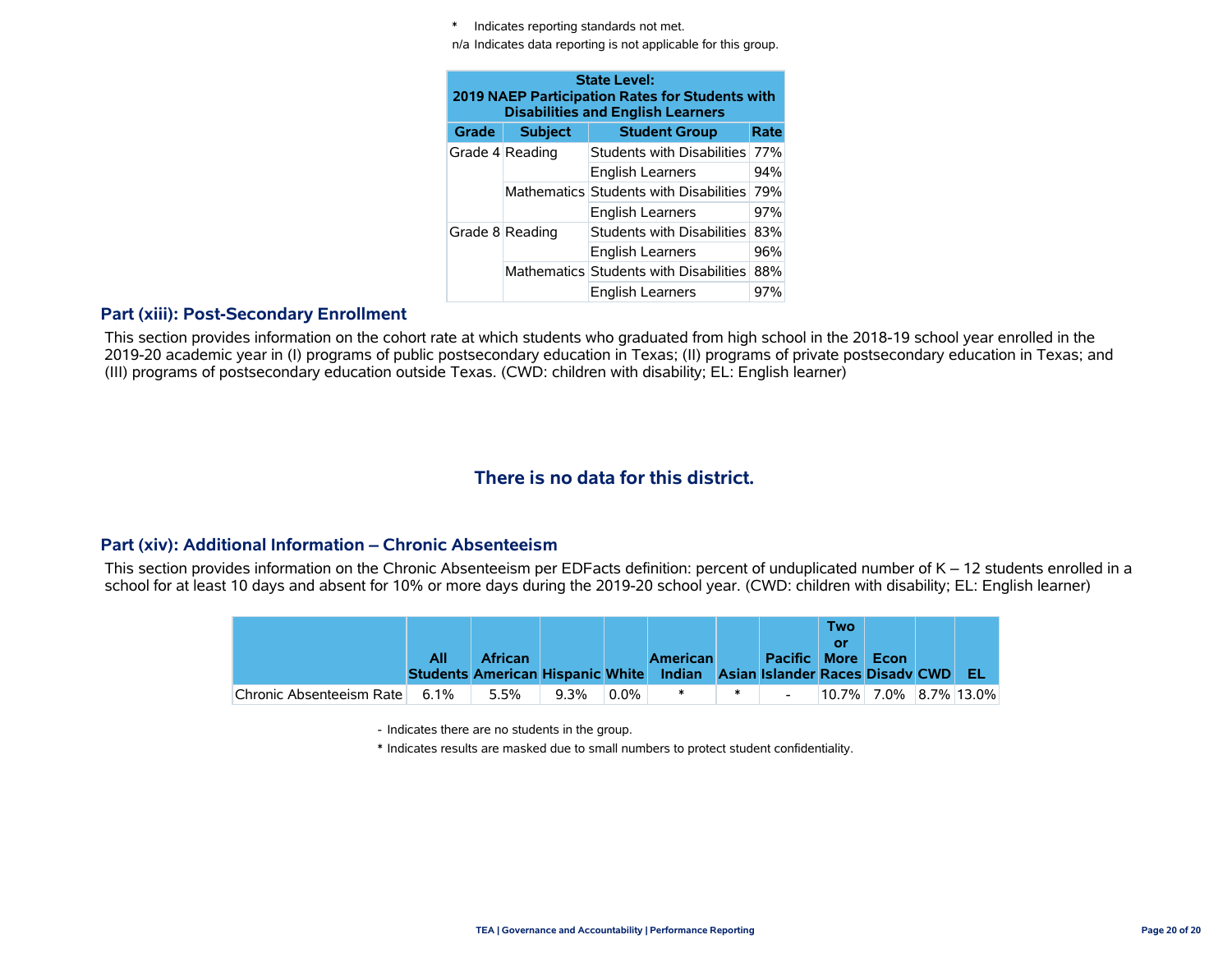\* Indicates reporting standards not met.

n/a Indicates data reporting is not applicable for this group.

| State Level: 2019 NAEP Participation Rates for Students with Disabilities and English Learners | | | |
|---|---|---|---|
| **Grade** | **Subject** | **Student Group** | **Rate** |
| Grade 4 | Reading | Students with Disabilities | 77% |
| | | English Learners | 94% |
| | Mathematics | Students with Disabilities | 79% |
| | | English Learners | 97% |
| Grade 8 | Reading | Students with Disabilities | 83% |
| | | English Learners | 96% |
| | Mathematics | Students with Disabilities | 88% |
| | | English Learners | 97% |

## Part (xiii): Post-Secondary Enrollment

This section provides information on the cohort rate at which students who graduated from high school in the 2018-19 school year enrolled in the 2019-20 academic year in (I) programs of public postsecondary education in Texas; (II) programs of private postsecondary education in Texas; and (III) programs of postsecondary education outside Texas. (CWD: children with disability; EL: English learner)

### There is no data for this district.

## Part (xiv): Additional Information – Chronic Absenteeism

This section provides information on the Chronic Absenteeism per EDFacts definition: percent of unduplicated number of K – 12 students enrolled in a school for at least 10 days and absent for 10% or more days during the 2019-20 school year. (CWD: children with disability; EL: English learner)

| | All Students | African American | Hispanic | White | American Indian | Asian | Pacific Islander | Two or More Races | Econ Disadv | CWD | EL |
|---|---|---|---|---|---|---|---|---|---|---|---|
| Chronic Absenteeism Rate | 6.1% | 5.5% | 9.3% | 0.0% | * | * | - | 10.7% | 7.0% | 8.7% | 13.0% |

\- Indicates there are no students in the group.

\* Indicates results are masked due to small numbers to protect student confidentiality.